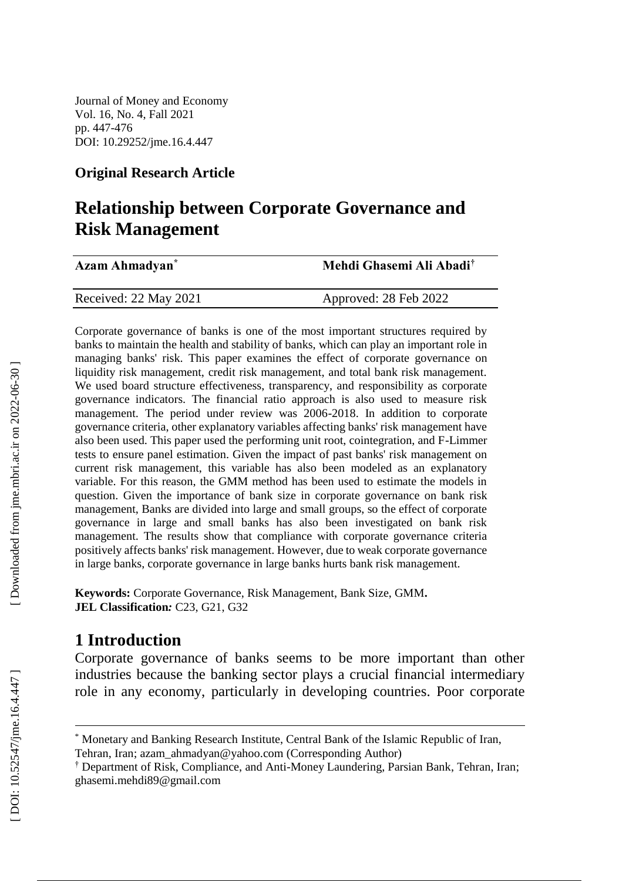Journal of Money and Economy
Vol. 16, No. 4, Fall 2021
pp. 447-476
DOI: 10.29252/jme.16.4.447

**Original Research Article**

# Relationship between Corporate Governance and Risk Management

| **Azam Ahmadyan**[*] | **Mehdi Ghasemi Ali Abadi**[†] |
|---|---|
| Received: 22 May 2021 | Approved: 28 Feb 2022 |

Corporate governance of banks is one of the most important structures required by banks to maintain the health and stability of banks, which can play an important role in managing banks' risk. This paper examines the effect of corporate governance on liquidity risk management, credit risk management, and total bank risk management. We used board structure effectiveness, transparency, and responsibility as corporate governance indicators. The financial ratio approach is also used to measure risk management. The period under review was 2006-2018. In addition to corporate governance criteria, other explanatory variables affecting banks' risk management have also been used. This paper used the performing unit root, cointegration, and F-Limmer tests to ensure panel estimation. Given the impact of past banks' risk management on current risk management, this variable has also been modeled as an explanatory variable. For this reason, the GMM method has been used to estimate the models in question. Given the importance of bank size in corporate governance on bank risk management, Banks are divided into large and small groups, so the effect of corporate governance in large and small banks has also been investigated on bank risk management. The results show that compliance with corporate governance criteria positively affects banks' risk management. However, due to weak corporate governance in large banks, corporate governance in large banks hurts bank risk management.

**Keywords:** Corporate Governance, Risk Management, Bank Size, GMM**.**
**JEL Classification***:* C23, G21, G32

## 1 Introduction

Corporate governance of banks seems to be more important than other industries because the banking sector plays a crucial financial intermediary role in any economy, particularly in developing countries. Poor corporate

---

[*] Monetary and Banking Research Institute, Central Bank of the Islamic Republic of Iran, Tehran, Iran; azam_ahmadyan@yahoo.com (Corresponding Author)

[†] Department of Risk, Compliance, and Anti-Money Laundering, Parsian Bank, Tehran, Iran; ghasemi.mehdi89@gmail.com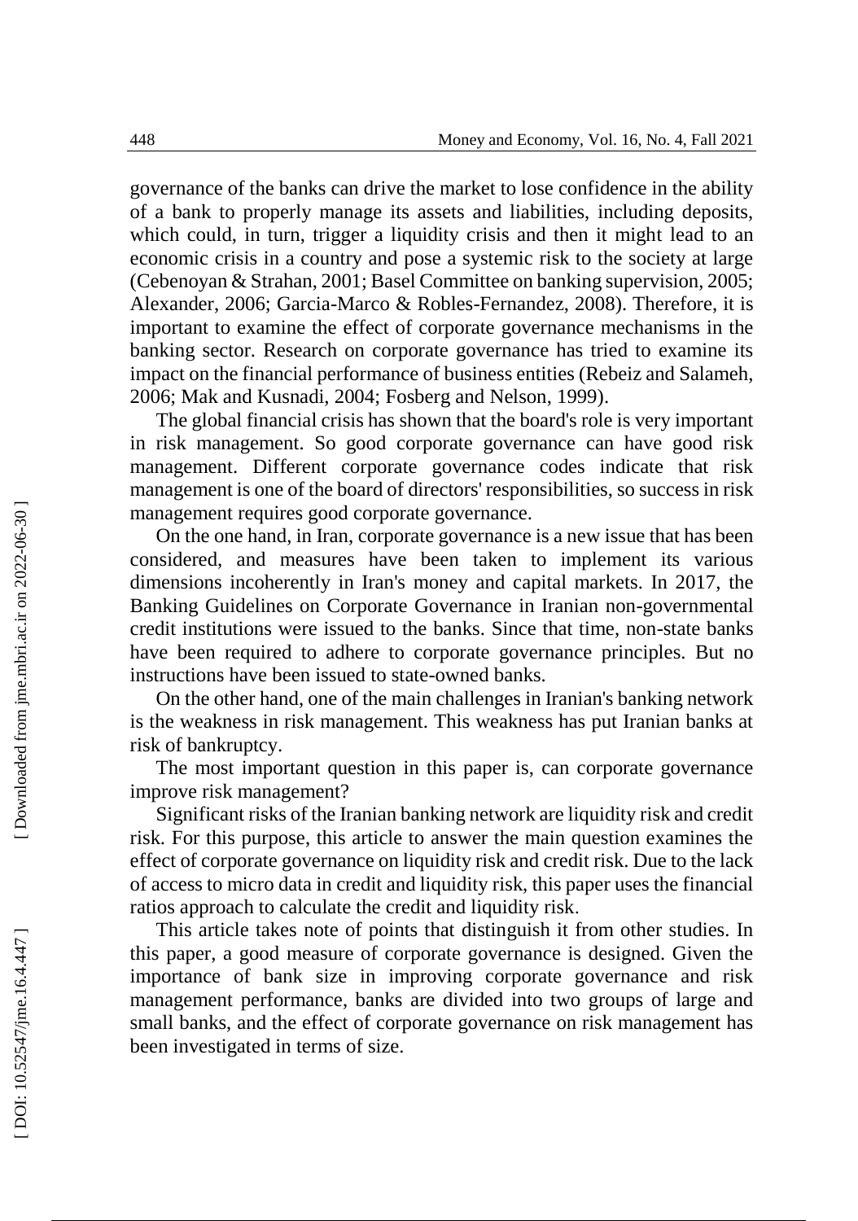governance of the banks can drive the market to lose confidence in the ability of a bank to properly manage its assets and liabilities, including deposits, which could, in turn, trigger a liquidity crisis and then it might lead to an economic crisis in a country and pose a systemic risk to the society at large (Cebenoyan & Strahan, 2001; Basel Committee on banking supervision, 2005; Alexander, 2006; Garcia-Marco & Robles-Fernandez, 2008). Therefore, it is important to examine the effect of corporate governance mechanisms in the banking sector. Research on corporate governance has tried to examine its impact on the financial performance of business entities (Rebeiz and Salameh, 2006; Mak and Kusnadi, 2004; Fosberg and Nelson, 1999).

The global financial crisis has shown that the board's role is very important in risk management. So good corporate governance can have good risk management. Different corporate governance codes indicate that risk management is one of the board of directors' responsibilities, so success in risk management requires good corporate governance.

On the one hand, in Iran, corporate governance is a new issue that has been considered, and measures have been taken to implement its various dimensions incoherently in Iran's money and capital markets. In 2017, the Banking Guidelines on Corporate Governance in Iranian non-governmental credit institutions were issued to the banks. Since that time, non-state banks have been required to adhere to corporate governance principles. But no instructions have been issued to state-owned banks.

On the other hand, one of the main challenges in Iranian's banking network is the weakness in risk management. This weakness has put Iranian banks at risk of bankruptcy.

The most important question in this paper is, can corporate governance improve risk management?

Significant risks of the Iranian banking network are liquidity risk and credit risk. For this purpose, this article to answer the main question examines the effect of corporate governance on liquidity risk and credit risk. Due to the lack of access to micro data in credit and liquidity risk, this paper uses the financial ratios approach to calculate the credit and liquidity risk.

This article takes note of points that distinguish it from other studies. In this paper, a good measure of corporate governance is designed. Given the importance of bank size in improving corporate governance and risk management performance, banks are divided into two groups of large and small banks, and the effect of corporate governance on risk management has been investigated in terms of size.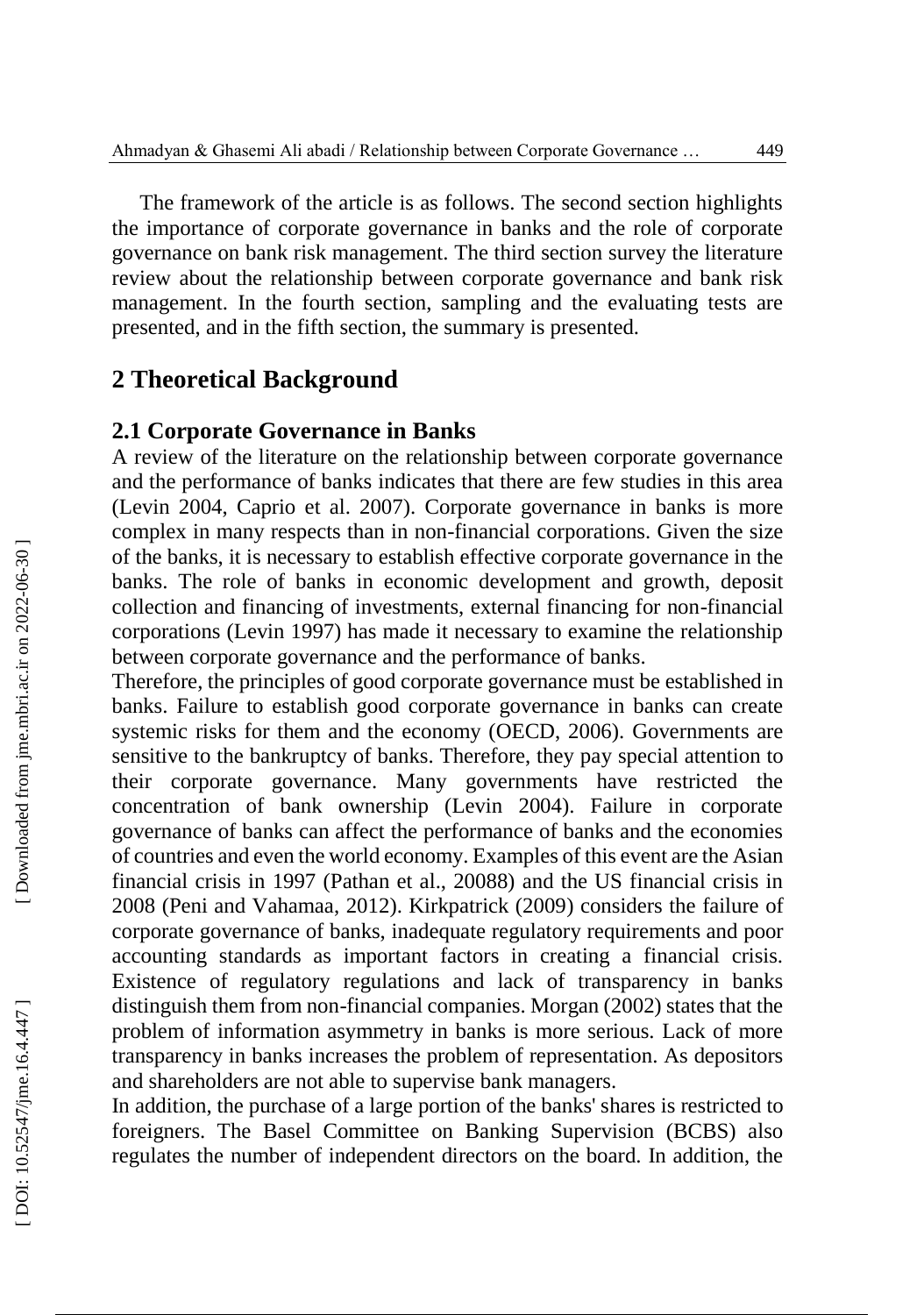The framework of the article is as follows. The second section highlights the importance of corporate governance in banks and the role of corporate governance on bank risk management. The third section survey the literature review about the relationship between corporate governance and bank risk management. In the fourth section, sampling and the evaluating tests are presented, and in the fifth section, the summary is presented.

## 2 Theoretical Background

### 2.1 Corporate Governance in Banks

A review of the literature on the relationship between corporate governance and the performance of banks indicates that there are few studies in this area (Levin 2004, Caprio et al. 2007). Corporate governance in banks is more complex in many respects than in non-financial corporations. Given the size of the banks, it is necessary to establish effective corporate governance in the banks. The role of banks in economic development and growth, deposit collection and financing of investments, external financing for non-financial corporations (Levin 1997) has made it necessary to examine the relationship between corporate governance and the performance of banks.

Therefore, the principles of good corporate governance must be established in banks. Failure to establish good corporate governance in banks can create systemic risks for them and the economy (OECD, 2006). Governments are sensitive to the bankruptcy of banks. Therefore, they pay special attention to their corporate governance. Many governments have restricted the concentration of bank ownership (Levin 2004). Failure in corporate governance of banks can affect the performance of banks and the economies of countries and even the world economy. Examples of this event are the Asian financial crisis in 1997 (Pathan et al., 20088) and the US financial crisis in 2008 (Peni and Vahamaa, 2012). Kirkpatrick (2009) considers the failure of corporate governance of banks, inadequate regulatory requirements and poor accounting standards as important factors in creating a financial crisis. Existence of regulatory regulations and lack of transparency in banks distinguish them from non-financial companies. Morgan (2002) states that the problem of information asymmetry in banks is more serious. Lack of more transparency in banks increases the problem of representation. As depositors and shareholders are not able to supervise bank managers.

In addition, the purchase of a large portion of the banks' shares is restricted to foreigners. The Basel Committee on Banking Supervision (BCBS) also regulates the number of independent directors on the board. In addition, the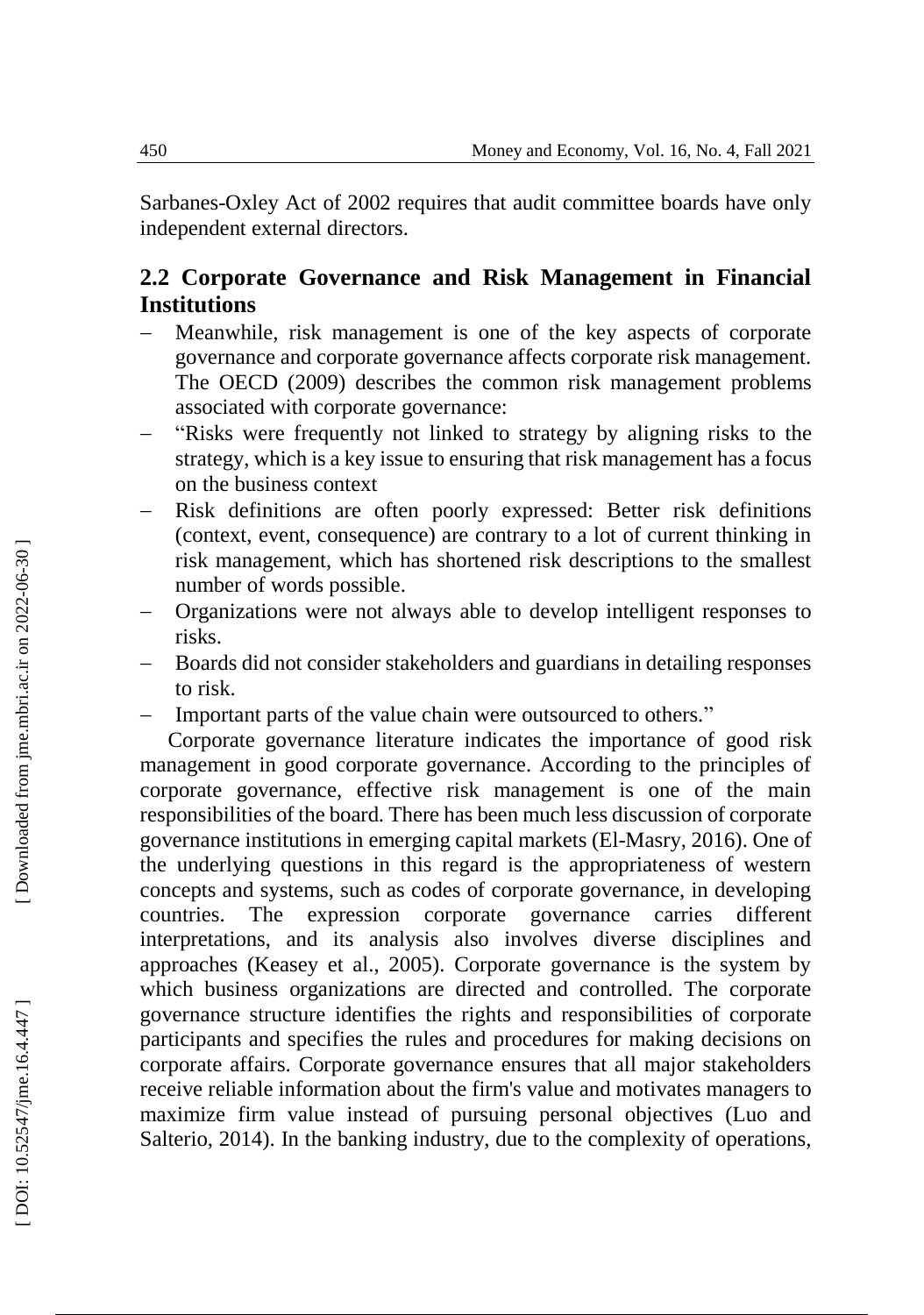Sarbanes-Oxley Act of 2002 requires that audit committee boards have only independent external directors.

## 2.2 Corporate Governance and Risk Management in Financial Institutions

- Meanwhile, risk management is one of the key aspects of corporate governance and corporate governance affects corporate risk management. The OECD (2009) describes the common risk management problems associated with corporate governance:
- "Risks were frequently not linked to strategy by aligning risks to the strategy, which is a key issue to ensuring that risk management has a focus on the business context
- Risk definitions are often poorly expressed: Better risk definitions (context, event, consequence) are contrary to a lot of current thinking in risk management, which has shortened risk descriptions to the smallest number of words possible.
- Organizations were not always able to develop intelligent responses to risks.
- Boards did not consider stakeholders and guardians in detailing responses to risk.
- Important parts of the value chain were outsourced to others."

Corporate governance literature indicates the importance of good risk management in good corporate governance. According to the principles of corporate governance, effective risk management is one of the main responsibilities of the board. There has been much less discussion of corporate governance institutions in emerging capital markets (El-Masry, 2016). One of the underlying questions in this regard is the appropriateness of western concepts and systems, such as codes of corporate governance, in developing countries. The expression corporate governance carries different interpretations, and its analysis also involves diverse disciplines and approaches (Keasey et al., 2005). Corporate governance is the system by which business organizations are directed and controlled. The corporate governance structure identifies the rights and responsibilities of corporate participants and specifies the rules and procedures for making decisions on corporate affairs. Corporate governance ensures that all major stakeholders receive reliable information about the firm's value and motivates managers to maximize firm value instead of pursuing personal objectives (Luo and Salterio, 2014). In the banking industry, due to the complexity of operations,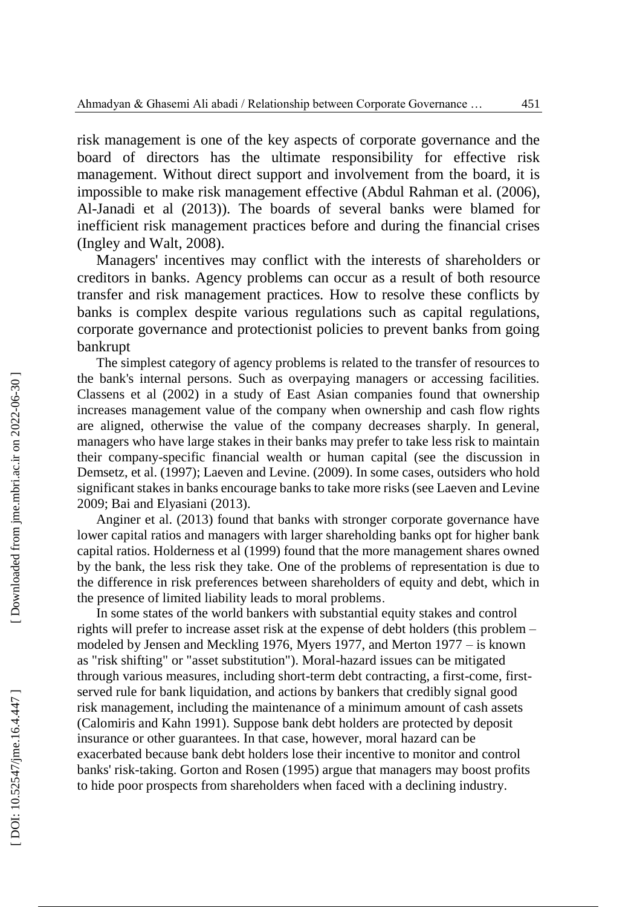risk management is one of the key aspects of corporate governance and the board of directors has the ultimate responsibility for effective risk management. Without direct support and involvement from the board, it is impossible to make risk management effective (Abdul Rahman et al. (2006), Al-Janadi et al (2013)). The boards of several banks were blamed for inefficient risk management practices before and during the financial crises (Ingley and Walt, 2008).

Managers' incentives may conflict with the interests of shareholders or creditors in banks. Agency problems can occur as a result of both resource transfer and risk management practices. How to resolve these conflicts by banks is complex despite various regulations such as capital regulations, corporate governance and protectionist policies to prevent banks from going bankrupt

The simplest category of agency problems is related to the transfer of resources to the bank's internal persons. Such as overpaying managers or accessing facilities. Classens et al (2002) in a study of East Asian companies found that ownership increases management value of the company when ownership and cash flow rights are aligned, otherwise the value of the company decreases sharply. In general, managers who have large stakes in their banks may prefer to take less risk to maintain their company-specific financial wealth or human capital (see the discussion in Demsetz, et al. (1997); Laeven and Levine. (2009). In some cases, outsiders who hold significant stakes in banks encourage banks to take more risks (see Laeven and Levine 2009; Bai and Elyasiani (2013).

Anginer et al. (2013) found that banks with stronger corporate governance have lower capital ratios and managers with larger shareholding banks opt for higher bank capital ratios. Holderness et al (1999) found that the more management shares owned by the bank, the less risk they take. One of the problems of representation is due to the difference in risk preferences between shareholders of equity and debt, which in the presence of limited liability leads to moral problems.

In some states of the world bankers with substantial equity stakes and control rights will prefer to increase asset risk at the expense of debt holders (this problem – modeled by Jensen and Meckling 1976, Myers 1977, and Merton 1977 – is known as "risk shifting" or "asset substitution"). Moral-hazard issues can be mitigated through various measures, including short-term debt contracting, a first-come, first-served rule for bank liquidation, and actions by bankers that credibly signal good risk management, including the maintenance of a minimum amount of cash assets (Calomiris and Kahn 1991). Suppose bank debt holders are protected by deposit insurance or other guarantees. In that case, however, moral hazard can be exacerbated because bank debt holders lose their incentive to monitor and control banks' risk-taking. Gorton and Rosen (1995) argue that managers may boost profits to hide poor prospects from shareholders when faced with a declining industry.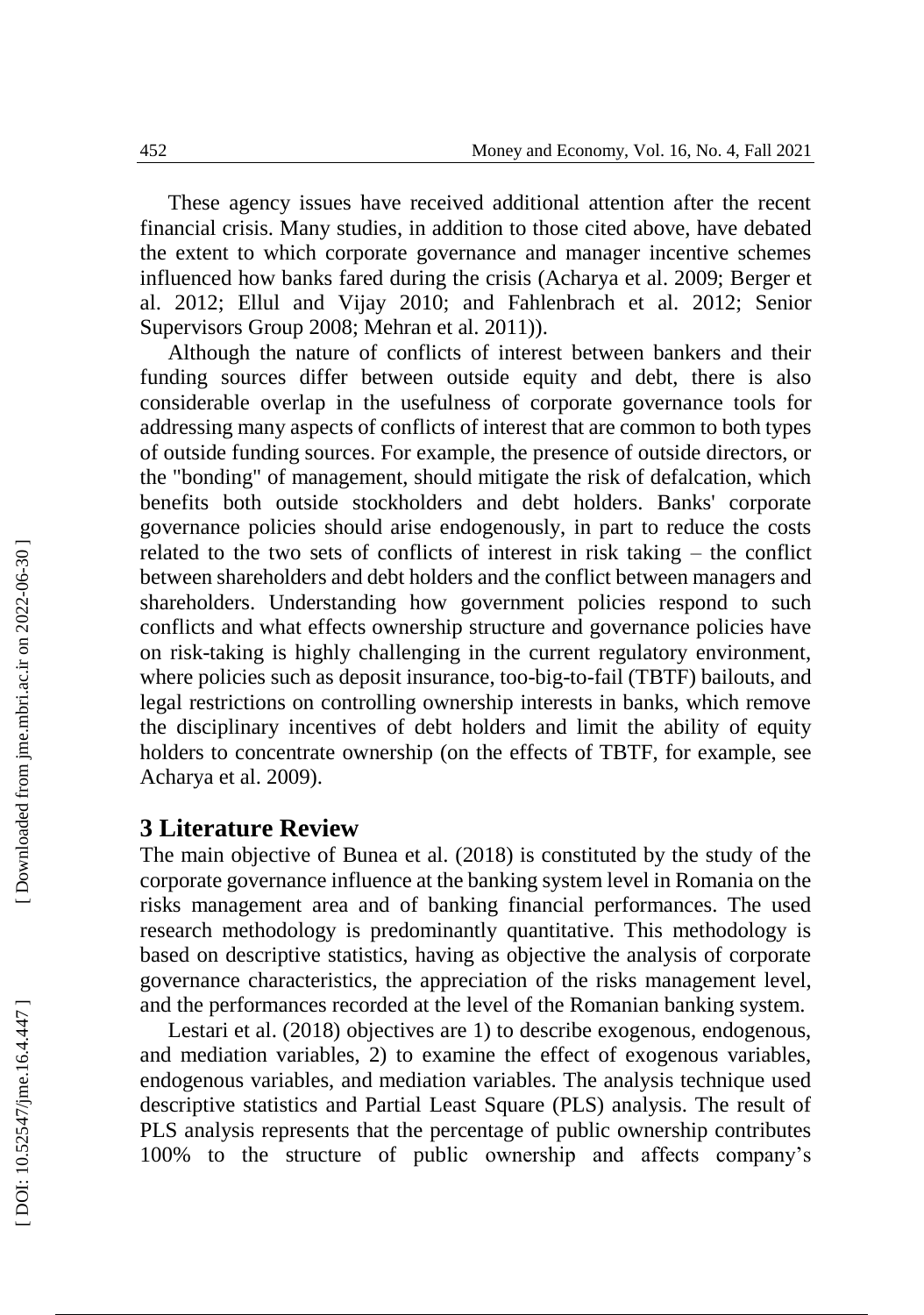These agency issues have received additional attention after the recent financial crisis. Many studies, in addition to those cited above, have debated the extent to which corporate governance and manager incentive schemes influenced how banks fared during the crisis (Acharya et al. 2009; Berger et al. 2012; Ellul and Vijay 2010; and Fahlenbrach et al. 2012; Senior Supervisors Group 2008; Mehran et al. 2011)).

Although the nature of conflicts of interest between bankers and their funding sources differ between outside equity and debt, there is also considerable overlap in the usefulness of corporate governance tools for addressing many aspects of conflicts of interest that are common to both types of outside funding sources. For example, the presence of outside directors, or the "bonding" of management, should mitigate the risk of defalcation, which benefits both outside stockholders and debt holders. Banks' corporate governance policies should arise endogenously, in part to reduce the costs related to the two sets of conflicts of interest in risk taking – the conflict between shareholders and debt holders and the conflict between managers and shareholders. Understanding how government policies respond to such conflicts and what effects ownership structure and governance policies have on risk-taking is highly challenging in the current regulatory environment, where policies such as deposit insurance, too-big-to-fail (TBTF) bailouts, and legal restrictions on controlling ownership interests in banks, which remove the disciplinary incentives of debt holders and limit the ability of equity holders to concentrate ownership (on the effects of TBTF, for example, see Acharya et al. 2009).

## 3 Literature Review

The main objective of Bunea et al. (2018) is constituted by the study of the corporate governance influence at the banking system level in Romania on the risks management area and of banking financial performances. The used research methodology is predominantly quantitative. This methodology is based on descriptive statistics, having as objective the analysis of corporate governance characteristics, the appreciation of the risks management level, and the performances recorded at the level of the Romanian banking system.

Lestari et al. (2018) objectives are 1) to describe exogenous, endogenous, and mediation variables, 2) to examine the effect of exogenous variables, endogenous variables, and mediation variables. The analysis technique used descriptive statistics and Partial Least Square (PLS) analysis. The result of PLS analysis represents that the percentage of public ownership contributes 100% to the structure of public ownership and affects company's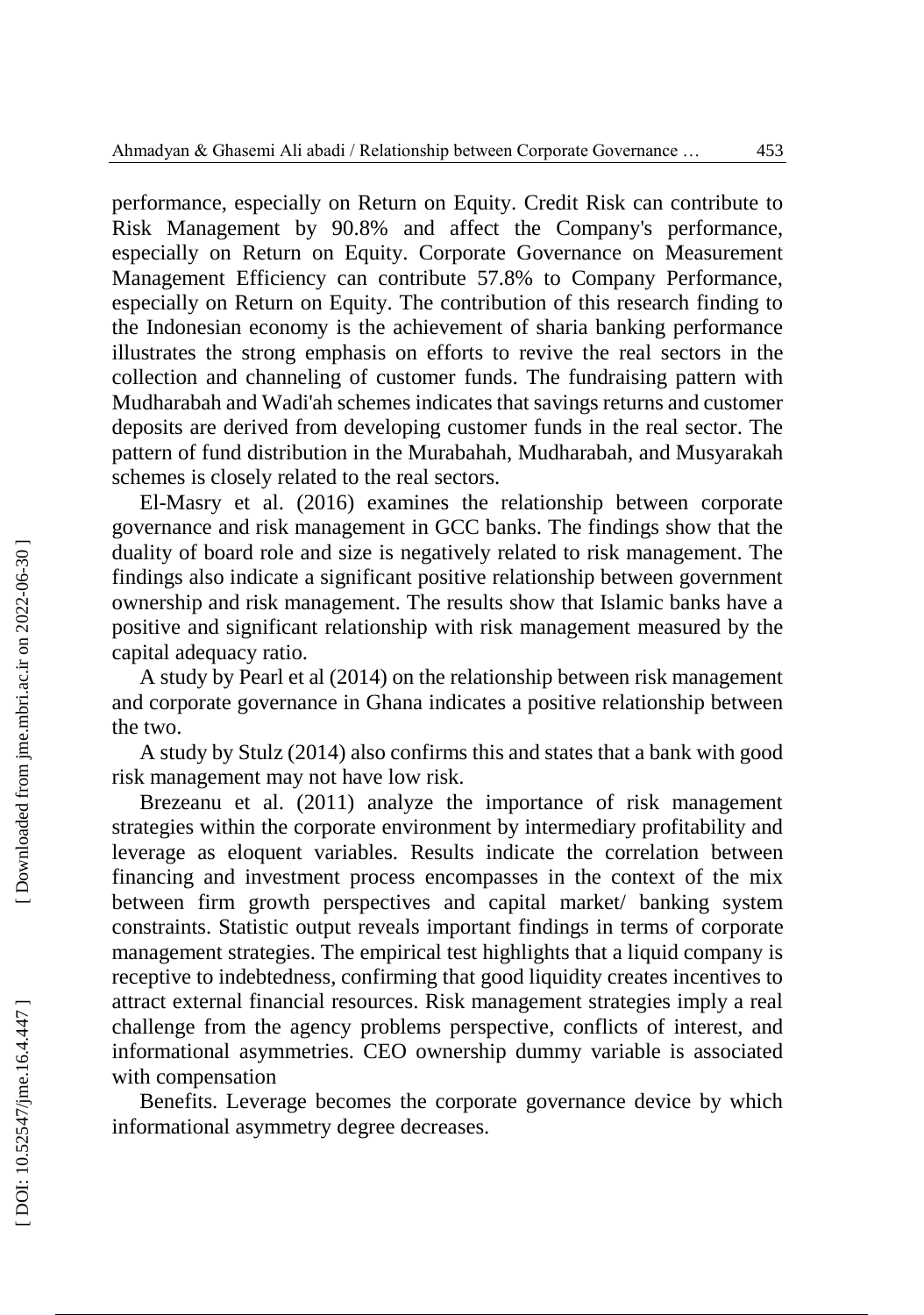performance, especially on Return on Equity. Credit Risk can contribute to Risk Management by 90.8% and affect the Company's performance, especially on Return on Equity. Corporate Governance on Measurement Management Efficiency can contribute 57.8% to Company Performance, especially on Return on Equity. The contribution of this research finding to the Indonesian economy is the achievement of sharia banking performance illustrates the strong emphasis on efforts to revive the real sectors in the collection and channeling of customer funds. The fundraising pattern with Mudharabah and Wadi'ah schemes indicates that savings returns and customer deposits are derived from developing customer funds in the real sector. The pattern of fund distribution in the Murabahah, Mudharabah, and Musyarakah schemes is closely related to the real sectors.

El-Masry et al. (2016) examines the relationship between corporate governance and risk management in GCC banks. The findings show that the duality of board role and size is negatively related to risk management. The findings also indicate a significant positive relationship between government ownership and risk management. The results show that Islamic banks have a positive and significant relationship with risk management measured by the capital adequacy ratio.

A study by Pearl et al (2014) on the relationship between risk management and corporate governance in Ghana indicates a positive relationship between the two.

A study by Stulz (2014) also confirms this and states that a bank with good risk management may not have low risk.

Brezeanu et al. (2011) analyze the importance of risk management strategies within the corporate environment by intermediary profitability and leverage as eloquent variables. Results indicate the correlation between financing and investment process encompasses in the context of the mix between firm growth perspectives and capital market/ banking system constraints. Statistic output reveals important findings in terms of corporate management strategies. The empirical test highlights that a liquid company is receptive to indebtedness, confirming that good liquidity creates incentives to attract external financial resources. Risk management strategies imply a real challenge from the agency problems perspective, conflicts of interest, and informational asymmetries. CEO ownership dummy variable is associated with compensation

Benefits. Leverage becomes the corporate governance device by which informational asymmetry degree decreases.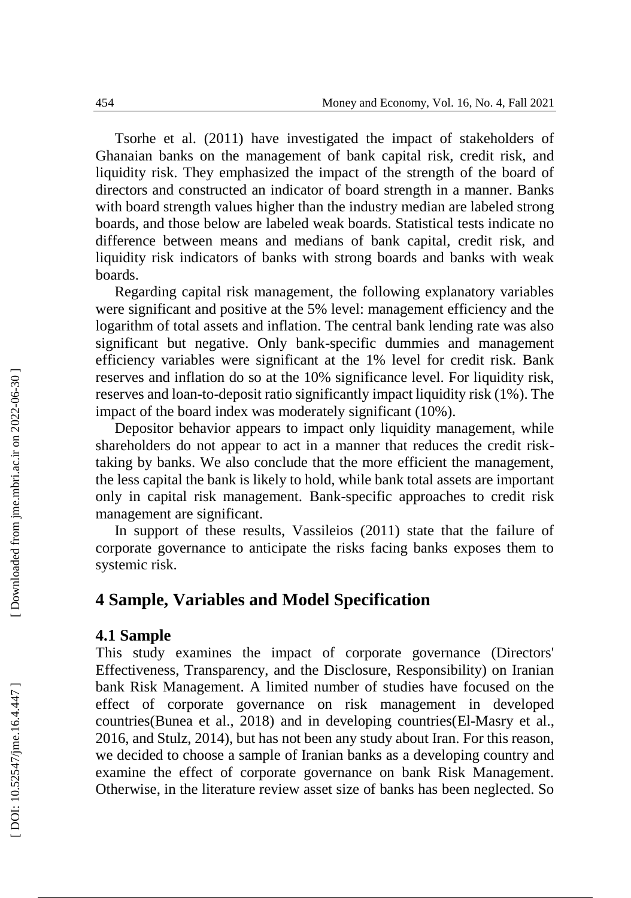Tsorhe et al. (2011) have investigated the impact of stakeholders of Ghanaian banks on the management of bank capital risk, credit risk, and liquidity risk. They emphasized the impact of the strength of the board of directors and constructed an indicator of board strength in a manner. Banks with board strength values higher than the industry median are labeled strong boards, and those below are labeled weak boards. Statistical tests indicate no difference between means and medians of bank capital, credit risk, and liquidity risk indicators of banks with strong boards and banks with weak boards.

Regarding capital risk management, the following explanatory variables were significant and positive at the 5% level: management efficiency and the logarithm of total assets and inflation. The central bank lending rate was also significant but negative. Only bank-specific dummies and management efficiency variables were significant at the 1% level for credit risk. Bank reserves and inflation do so at the 10% significance level. For liquidity risk, reserves and loan-to-deposit ratio significantly impact liquidity risk (1%). The impact of the board index was moderately significant (10%).

Depositor behavior appears to impact only liquidity management, while shareholders do not appear to act in a manner that reduces the credit risk-taking by banks. We also conclude that the more efficient the management, the less capital the bank is likely to hold, while bank total assets are important only in capital risk management. Bank-specific approaches to credit risk management are significant.

In support of these results, Vassileios (2011) state that the failure of corporate governance to anticipate the risks facing banks exposes them to systemic risk.

## 4 Sample, Variables and Model Specification

### 4.1 Sample

This study examines the impact of corporate governance (Directors' Effectiveness, Transparency, and the Disclosure, Responsibility) on Iranian bank Risk Management. A limited number of studies have focused on the effect of corporate governance on risk management in developed countries(Bunea et al., 2018) and in developing countries(El-Masry et al., 2016, and Stulz, 2014), but has not been any study about Iran. For this reason, we decided to choose a sample of Iranian banks as a developing country and examine the effect of corporate governance on bank Risk Management. Otherwise, in the literature review asset size of banks has been neglected. So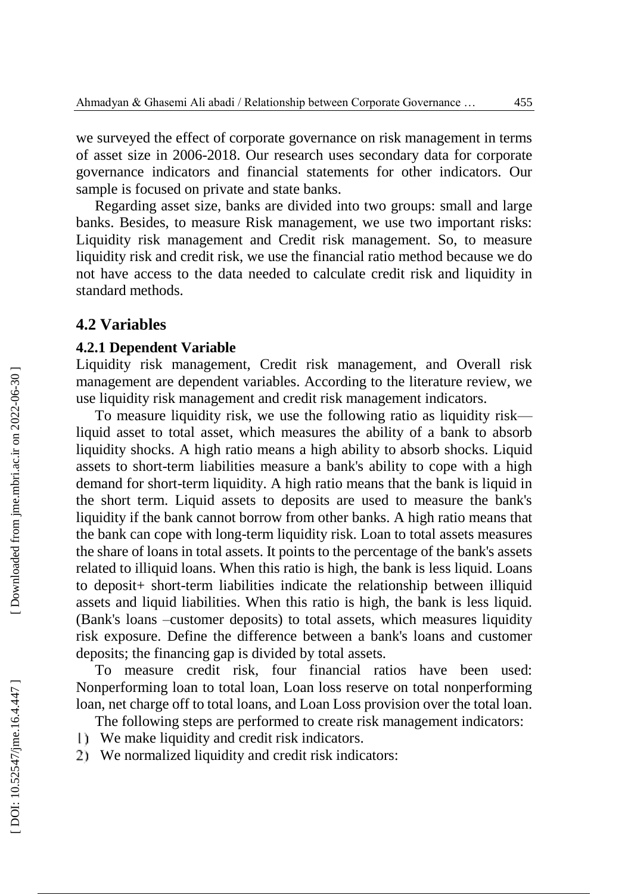we surveyed the effect of corporate governance on risk management in terms of asset size in 2006-2018. Our research uses secondary data for corporate governance indicators and financial statements for other indicators. Our sample is focused on private and state banks.

Regarding asset size, banks are divided into two groups: small and large banks. Besides, to measure Risk management, we use two important risks: Liquidity risk management and Credit risk management. So, to measure liquidity risk and credit risk, we use the financial ratio method because we do not have access to the data needed to calculate credit risk and liquidity in standard methods.

## 4.2 Variables

### 4.2.1 Dependent Variable

Liquidity risk management, Credit risk management, and Overall risk management are dependent variables. According to the literature review, we use liquidity risk management and credit risk management indicators.

To measure liquidity risk, we use the following ratio as liquidity risk—liquid asset to total asset, which measures the ability of a bank to absorb liquidity shocks. A high ratio means a high ability to absorb shocks. Liquid assets to short-term liabilities measure a bank's ability to cope with a high demand for short-term liquidity. A high ratio means that the bank is liquid in the short term. Liquid assets to deposits are used to measure the bank's liquidity if the bank cannot borrow from other banks. A high ratio means that the bank can cope with long-term liquidity risk. Loan to total assets measures the share of loans in total assets. It points to the percentage of the bank's assets related to illiquid loans. When this ratio is high, the bank is less liquid. Loans to deposit+ short-term liabilities indicate the relationship between illiquid assets and liquid liabilities. When this ratio is high, the bank is less liquid. (Bank's loans –customer deposits) to total assets, which measures liquidity risk exposure. Define the difference between a bank's loans and customer deposits; the financing gap is divided by total assets.

To measure credit risk, four financial ratios have been used: Nonperforming loan to total loan, Loan loss reserve on total nonperforming loan, net charge off to total loans, and Loan Loss provision over the total loan.

The following steps are performed to create risk management indicators:

1) We make liquidity and credit risk indicators.
2) We normalized liquidity and credit risk indicators: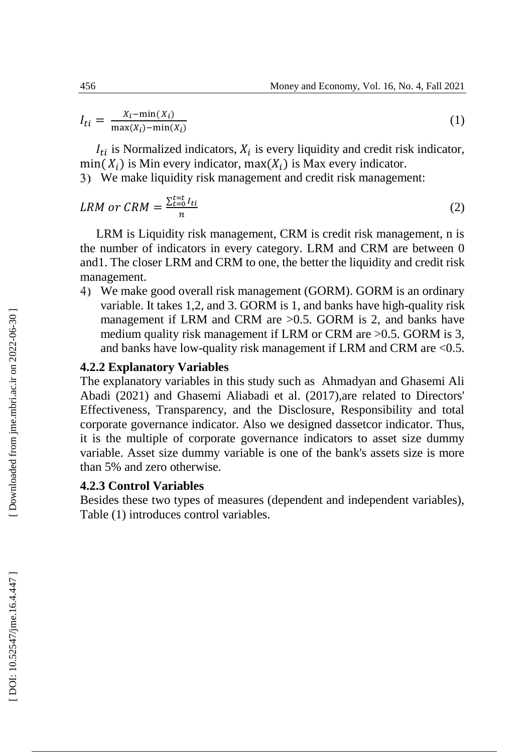$$I_{ti} = \frac{X_i - \min(X_i)}{\max(X_i) - \min(X_i)} \quad (1)$$

$I_{ti}$ is Normalized indicators, $X_i$ is every liquidity and credit risk indicator, $\min(X_i)$ is Min every indicator, $\max(X_i)$ is Max every indicator.

3) We make liquidity risk management and credit risk management:

$$LRM \ or \ CRM = \frac{\sum_{t=0}^{t=t} I_{ti}}{n} \quad (2)$$

LRM is Liquidity risk management, CRM is credit risk management, n is the number of indicators in every category. LRM and CRM are between 0 and1. The closer LRM and CRM to one, the better the liquidity and credit risk management.

4) We make good overall risk management (GORM). GORM is an ordinary variable. It takes 1,2, and 3. GORM is 1, and banks have high-quality risk management if LRM and CRM are >0.5. GORM is 2, and banks have medium quality risk management if LRM or CRM are >0.5. GORM is 3, and banks have low-quality risk management if LRM and CRM are <0.5.

### 4.2.2 Explanatory Variables

The explanatory variables in this study such as Ahmadyan and Ghasemi Ali Abadi (2021) and Ghasemi Aliabadi et al. (2017),are related to Directors' Effectiveness, Transparency, and the Disclosure, Responsibility and total corporate governance indicator. Also we designed dassetcor indicator. Thus, it is the multiple of corporate governance indicators to asset size dummy variable. Asset size dummy variable is one of the bank's assets size is more than 5% and zero otherwise.

### 4.2.3 Control Variables

Besides these two types of measures (dependent and independent variables), Table (1) introduces control variables.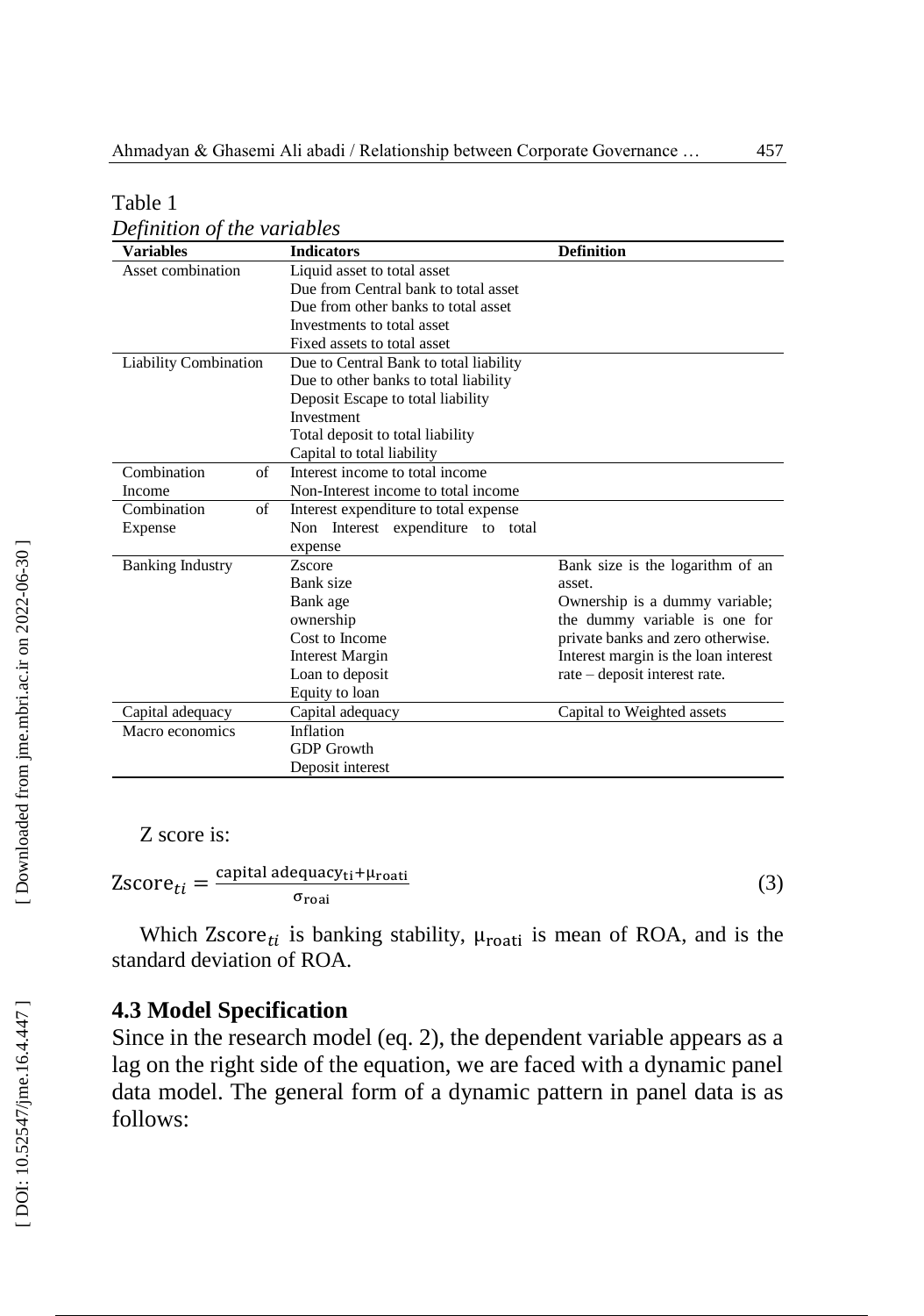Table 1

*Definition of the variables*

| Variables | Indicators | Definition |
|---|---|---|
| Asset combination | Liquid asset to total asset<br>Due from Central bank to total asset<br>Due from other banks to total asset<br>Investments to total asset<br>Fixed assets to total asset | |
| Liability Combination | Due to Central Bank to total liability<br>Due to other banks to total liability<br>Deposit Escape to total liability<br>Investment<br>Total deposit to total liability<br>Capital to total liability | |
| Combination of Income | Interest income to total income<br>Non-Interest income to total income | |
| Combination of Expense | Interest expenditure to total expense<br>Non Interest expenditure to total expense | |
| Banking Industry | Zscore<br>Bank size<br>Bank age<br>ownership<br>Cost to Income<br>Interest Margin<br>Loan to deposit<br>Equity to loan | Bank size is the logarithm of an asset.<br>Ownership is a dummy variable; the dummy variable is one for private banks and zero otherwise.<br>Interest margin is the loan interest rate – deposit interest rate. |
| Capital adequacy | Capital adequacy | Capital to Weighted assets |
| Macro economics | Inflation<br>GDP Growth<br>Deposit interest | |

Z score is:

$$\text{Zscore}_{ti} = \frac{\text{capital adequacy}_{\text{ti}} + \mu_{\text{roati}}}{\sigma_{\text{roai}}} \tag{3}$$

Which $\text{Zscore}_{ti}$ is banking stability, $\mu_{\text{roati}}$ is mean of ROA, and is the standard deviation of ROA.

### 4.3 Model Specification

Since in the research model (eq. 2), the dependent variable appears as a lag on the right side of the equation, we are faced with a dynamic panel data model. The general form of a dynamic pattern in panel data is as follows: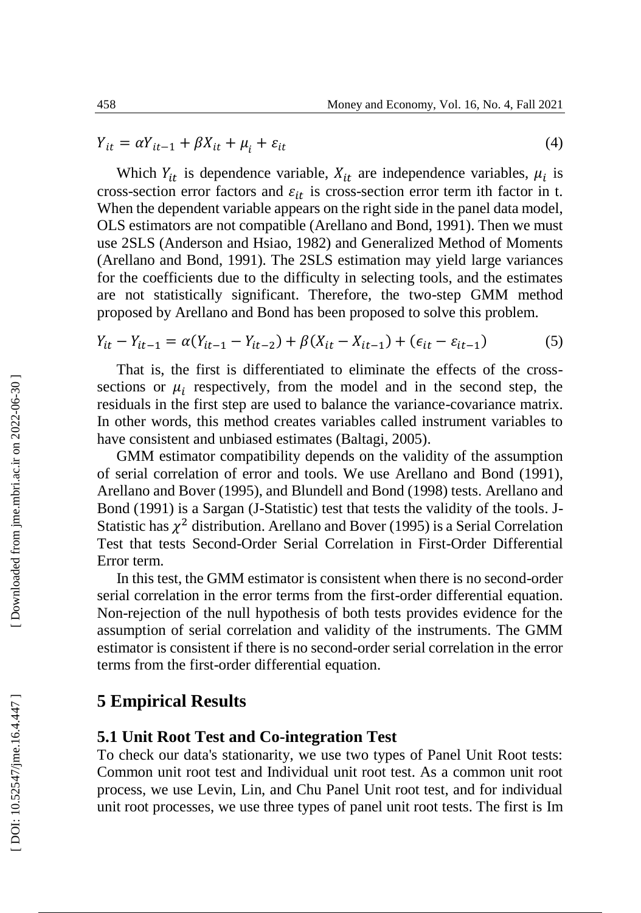$$Y_{it} = \alpha Y_{it-1} + \beta X_{it} + \mu_i + \varepsilon_{it} \tag{4}$$

Which $Y_{it}$ is dependence variable, $X_{it}$ are independence variables, $\mu_i$ is cross-section error factors and $\varepsilon_{it}$ is cross-section error term ith factor in t. When the dependent variable appears on the right side in the panel data model, OLS estimators are not compatible (Arellano and Bond, 1991). Then we must use 2SLS (Anderson and Hsiao, 1982) and Generalized Method of Moments (Arellano and Bond, 1991). The 2SLS estimation may yield large variances for the coefficients due to the difficulty in selecting tools, and the estimates are not statistically significant. Therefore, the two-step GMM method proposed by Arellano and Bond has been proposed to solve this problem.

$$Y_{it} - Y_{it-1} = \alpha(Y_{it-1} - Y_{it-2}) + \beta(X_{it} - X_{it-1}) + (\epsilon_{it} - \varepsilon_{it-1}) \tag{5}$$

That is, the first is differentiated to eliminate the effects of the cross-sections or $\mu_i$ respectively, from the model and in the second step, the residuals in the first step are used to balance the variance-covariance matrix. In other words, this method creates variables called instrument variables to have consistent and unbiased estimates (Baltagi, 2005).

GMM estimator compatibility depends on the validity of the assumption of serial correlation of error and tools. We use Arellano and Bond (1991), Arellano and Bover (1995), and Blundell and Bond (1998) tests. Arellano and Bond (1991) is a Sargan (J-Statistic) test that tests the validity of the tools. J-Statistic has $\chi^2$ distribution. Arellano and Bover (1995) is a Serial Correlation Test that tests Second-Order Serial Correlation in First-Order Differential Error term.

In this test, the GMM estimator is consistent when there is no second-order serial correlation in the error terms from the first-order differential equation. Non-rejection of the null hypothesis of both tests provides evidence for the assumption of serial correlation and validity of the instruments. The GMM estimator is consistent if there is no second-order serial correlation in the error terms from the first-order differential equation.

## 5 Empirical Results

### 5.1 Unit Root Test and Co-integration Test

To check our data's stationarity, we use two types of Panel Unit Root tests: Common unit root test and Individual unit root test. As a common unit root process, we use Levin, Lin, and Chu Panel Unit root test, and for individual unit root processes, we use three types of panel unit root tests. The first is Im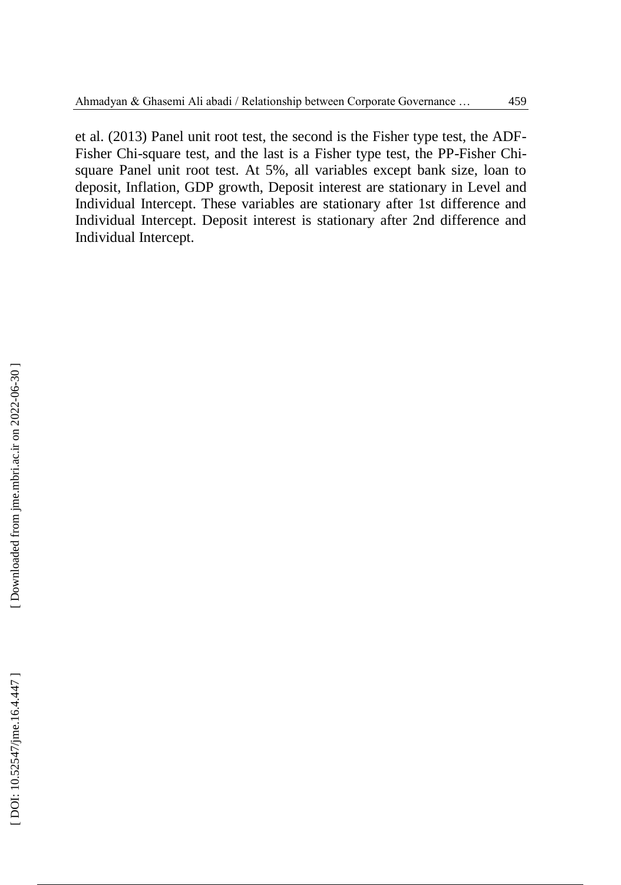et al. (2013) Panel unit root test, the second is the Fisher type test, the ADF-Fisher Chi-square test, and the last is a Fisher type test, the PP-Fisher Chi-square Panel unit root test. At 5%, all variables except bank size, loan to deposit, Inflation, GDP growth, Deposit interest are stationary in Level and Individual Intercept. These variables are stationary after 1st difference and Individual Intercept. Deposit interest is stationary after 2nd difference and Individual Intercept.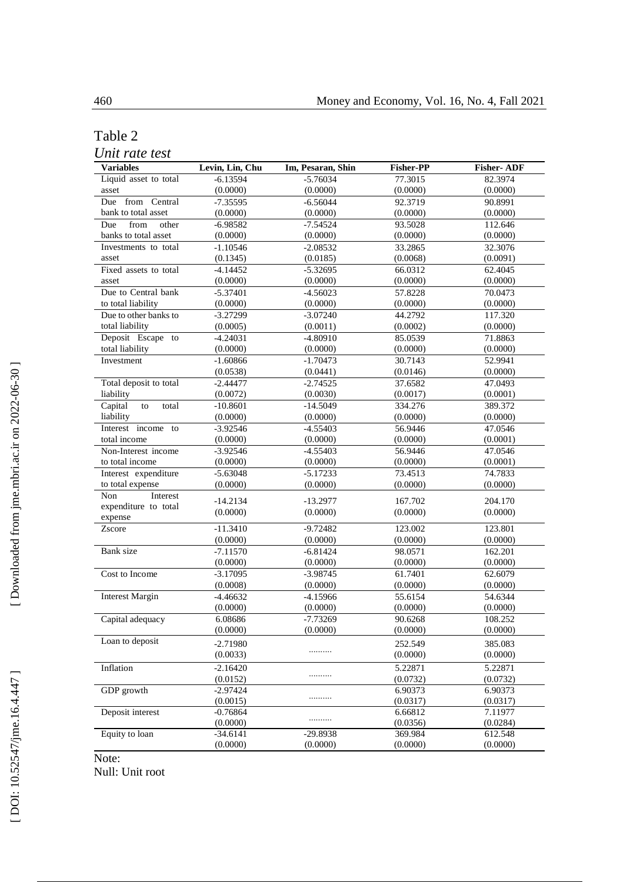Table 2

*Unit rate test*

| Variables | Levin, Lin, Chu | Im, Pesaran, Shin | Fisher-PP | Fisher- ADF |
|---|---|---|---|---|
| Liquid asset to total asset | -6.13594 (0.0000) | -5.76034 (0.0000) | 77.3015 (0.0000) | 82.3974 (0.0000) |
| Due from Central bank to total asset | -7.35595 (0.0000) | -6.56044 (0.0000) | 92.3719 (0.0000) | 90.8991 (0.0000) |
| Due from other banks to total asset | -6.98582 (0.0000) | -7.54524 (0.0000) | 93.5028 (0.0000) | 112.646 (0.0000) |
| Investments to total asset | -1.10546 (0.1345) | -2.08532 (0.0185) | 33.2865 (0.0068) | 32.3076 (0.0091) |
| Fixed assets to total asset | -4.14452 (0.0000) | -5.32695 (0.0000) | 66.0312 (0.0000) | 62.4045 (0.0000) |
| Due to Central bank to total liability | -5.37401 (0.0000) | -4.56023 (0.0000) | 57.8228 (0.0000) | 70.0473 (0.0000) |
| Due to other banks to total liability | -3.27299 (0.0005) | -3.07240 (0.0011) | 44.2792 (0.0002) | 117.320 (0.0000) |
| Deposit Escape to total liability | -4.24031 (0.0000) | -4.80910 (0.0000) | 85.0539 (0.0000) | 71.8863 (0.0000) |
| Investment | -1.60866 (0.0538) | -1.70473 (0.0441) | 30.7143 (0.0146) | 52.9941 (0.0000) |
| Total deposit to total liability | -2.44477 (0.0072) | -2.74525 (0.0030) | 37.6582 (0.0017) | 47.0493 (0.0001) |
| Capital to total liability | -10.8601 (0.0000) | -14.5049 (0.0000) | 334.276 (0.0000) | 389.372 (0.0000) |
| Interest income to total income | -3.92546 (0.0000) | -4.55403 (0.0000) | 56.9446 (0.0000) | 47.0546 (0.0001) |
| Non-Interest income to total income | -3.92546 (0.0000) | -4.55403 (0.0000) | 56.9446 (0.0000) | 47.0546 (0.0001) |
| Interest expenditure to total expense | -5.63048 (0.0000) | -5.17233 (0.0000) | 73.4513 (0.0000) | 74.7833 (0.0000) |
| Non Interest expenditure to total expense | -14.2134 (0.0000) | -13.2977 (0.0000) | 167.702 (0.0000) | 204.170 (0.0000) |
| Zscore | -11.3410 (0.0000) | -9.72482 (0.0000) | 123.002 (0.0000) | 123.801 (0.0000) |
| Bank size | -7.11570 (0.0000) | -6.81424 (0.0000) | 98.0571 (0.0000) | 162.201 (0.0000) |
| Cost to Income | -3.17095 (0.0008) | -3.98745 (0.0000) | 61.7401 (0.0000) | 62.6079 (0.0000) |
| Interest Margin | -4.46632 (0.0000) | -4.15966 (0.0000) | 55.6154 (0.0000) | 54.6344 (0.0000) |
| Capital adequacy | 6.08686 (0.0000) | -7.73269 (0.0000) | 90.6268 (0.0000) | 108.252 (0.0000) |
| Loan to deposit | -2.71980 (0.0033) | .......... | 252.549 (0.0000) | 385.083 (0.0000) |
| Inflation | -2.16420 (0.0152) | .......... | 5.22871 (0.0732) | 5.22871 (0.0732) |
| GDP growth | -2.97424 (0.0015) | .......... | 6.90373 (0.0317) | 6.90373 (0.0317) |
| Deposit interest | -0.76864 (0.0000) | .......... | 6.66812 (0.0356) | 7.11977 (0.0284) |
| Equity to loan | -34.6141 (0.0000) | -29.8938 (0.0000) | 369.984 (0.0000) | 612.548 (0.0000) |

Note:

Null: Unit root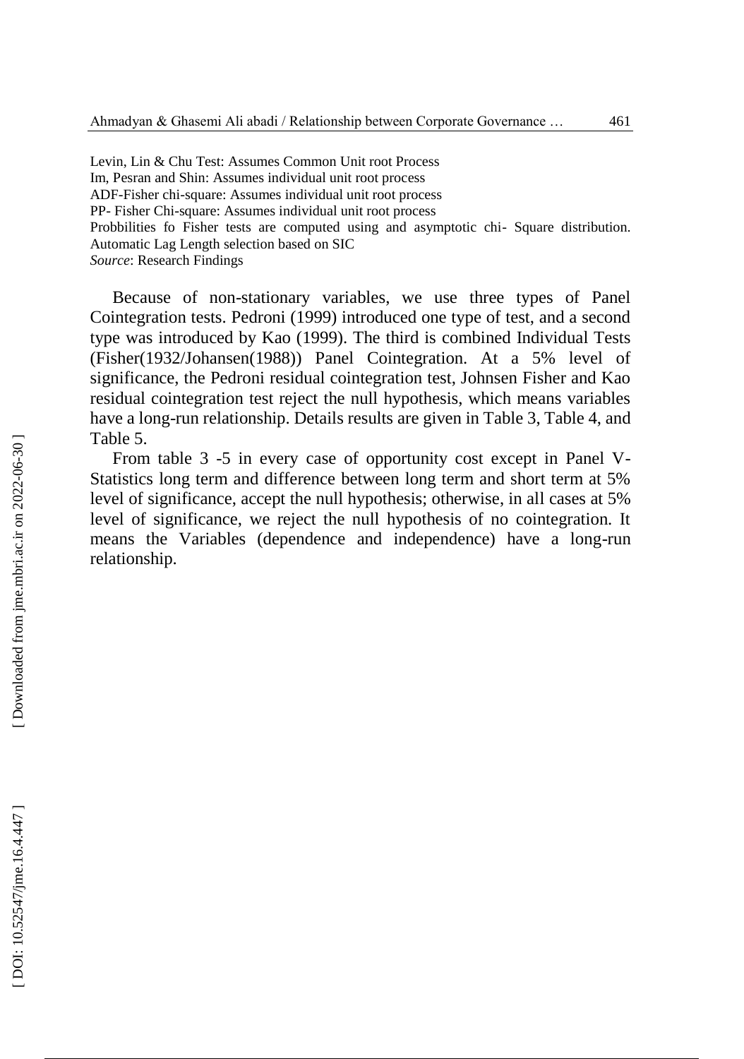Levin, Lin & Chu Test: Assumes Common Unit root Process
Im, Pesran and Shin: Assumes individual unit root process
ADF-Fisher chi-square: Assumes individual unit root process
PP- Fisher Chi-square: Assumes individual unit root process
Probbilities fo Fisher tests are computed using and asymptotic chi- Square distribution.
Automatic Lag Length selection based on SIC
*Source*: Research Findings

Because of non-stationary variables, we use three types of Panel Cointegration tests. Pedroni (1999) introduced one type of test, and a second type was introduced by Kao (1999). The third is combined Individual Tests (Fisher(1932/Johansen(1988)) Panel Cointegration. At a 5% level of significance, the Pedroni residual cointegration test, Johnsen Fisher and Kao residual cointegration test reject the null hypothesis, which means variables have a long-run relationship. Details results are given in Table 3, Table 4, and Table 5.

From table 3 -5 in every case of opportunity cost except in Panel V-Statistics long term and difference between long term and short term at 5% level of significance, accept the null hypothesis; otherwise, in all cases at 5% level of significance, we reject the null hypothesis of no cointegration. It means the Variables (dependence and independence) have a long-run relationship.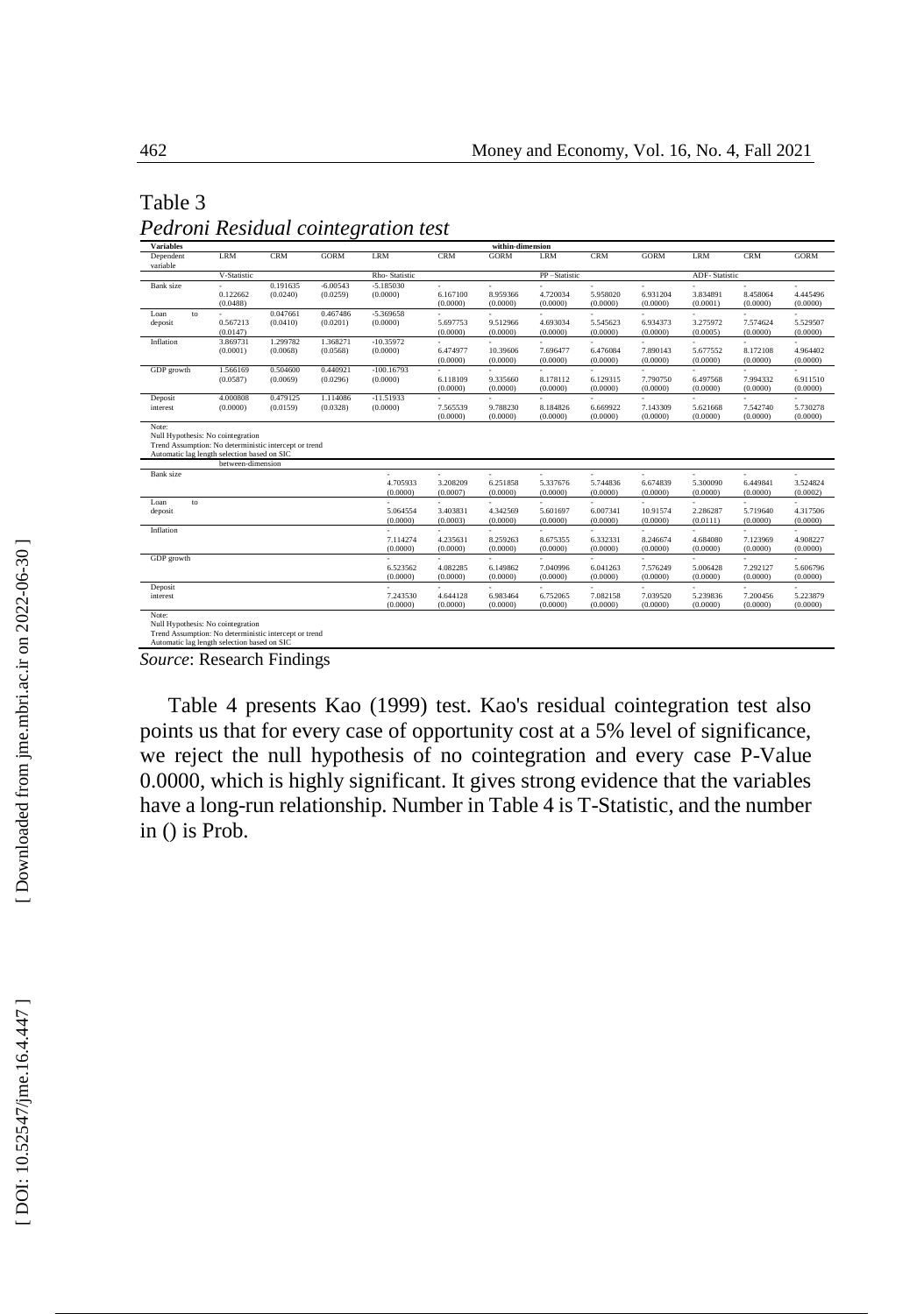Table 3
*Pedroni Residual cointegration test*

| Variables | within-dimension | | | | | | | | | | | |
|---|---|---|---|---|---|---|---|---|---|---|---|---|
| Dependent variable | LRM | CRM | GORM | LRM | CRM | GORM | LRM | CRM | GORM | LRM | CRM | GORM |
| | V-Statistic | | | Rho- Statistic | | | PP –Statistic | | | ADF- Statistic | | |
| Bank size | -0.122662 (0.0488) | 0.191635 (0.0240) | -6.00543 (0.0259) | -5.185030 (0.0000) | -6.167100 (0.0000) | -8.959366 (0.0000) | -4.720034 (0.0000) | -5.958020 (0.0000) | -6.931204 (0.0000) | -3.834891 (0.0001) | -8.458064 (0.0000) | -4.445496 (0.0000) |
| Loan to deposit | -0.567213 (0.0147) | 0.047661 (0.0410) | 0.467486 (0.0201) | -5.369658 (0.0000) | -5.697753 (0.0000) | -9.512966 (0.0000) | -4.693034 (0.0000) | -5.545623 (0.0000) | -6.934373 (0.0000) | -3.275972 (0.0005) | -7.574624 (0.0000) | -5.529507 (0.0000) |
| Inflation | 3.869731 (0.0001) | 1.299782 (0.0068) | 1.368271 (0.0568) | -10.35972 (0.0000) | -6.474977 (0.0000) | -10.39606 (0.0000) | -7.696477 (0.0000) | -6.476084 (0.0000) | -7.890143 (0.0000) | -5.677552 (0.0000) | -8.172108 (0.0000) | -4.964402 (0.0000) |
| GDP growth | 1.566169 (0.0587) | 0.504600 (0.0069) | 0.440921 (0.0296) | -100.16793 (0.0000) | -6.118109 (0.0000) | -9.335660 (0.0000) | -8.178112 (0.0000) | -6.129315 (0.0000) | -7.790750 (0.0000) | -6.497568 (0.0000) | -7.994332 (0.0000) | -6.911510 (0.0000) |
| Deposit interest | 4.000808 (0.0000) | 0.479125 (0.0159) | 1.114086 (0.0328) | -11.51933 (0.0000) | -7.565539 (0.0000) | -9.788230 (0.0000) | -8.184826 (0.0000) | -6.669922 (0.0000) | -7.143309 (0.0000) | -5.621668 (0.0000) | -7.542740 (0.0000) | -5.730278 (0.0000) |
| Note: Null Hypothesis: No cointegration. Trend Assumption: No deterministic intercept or trend. Automatic lag length selection based on SIC | | | | | | | | | | | | |
| | between-dimension | | | | | | | | | | | |
| Bank size | | | | -4.705933 (0.0000) | -3.208209 (0.0007) | -6.251858 (0.0000) | -5.337676 (0.0000) | -5.744836 (0.0000) | -6.674839 (0.0000) | -5.300090 (0.0000) | -6.449841 (0.0000) | -3.524824 (0.0002) |
| Loan to deposit | | | | -5.064554 (0.0000) | -3.403831 (0.0003) | -4.342569 (0.0000) | -5.601697 (0.0000) | -6.007341 (0.0000) | -10.91574 (0.0000) | -2.286287 (0.0111) | -5.719640 (0.0000) | -4.317506 (0.0000) |
| Inflation | | | | -7.114274 (0.0000) | -4.235631 (0.0000) | -8.259263 (0.0000) | -8.675355 (0.0000) | -6.332331 (0.0000) | -8.246674 (0.0000) | -4.684080 (0.0000) | -7.123969 (0.0000) | -4.908227 (0.0000) |
| GDP growth | | | | -6.523562 (0.0000) | -4.082285 (0.0000) | -6.149862 (0.0000) | -7.040996 (0.0000) | -6.041263 (0.0000) | -7.576249 (0.0000) | -5.006428 (0.0000) | -7.292127 (0.0000) | -5.606796 (0.0000) |
| Deposit interest | | | | -7.243530 (0.0000) | -4.644128 (0.0000) | -6.983464 (0.0000) | -6.752065 (0.0000) | -7.082158 (0.0000) | -7.039520 (0.0000) | -5.239836 (0.0000) | -7.200456 (0.0000) | -5.223879 (0.0000) |
| Note: Null Hypothesis: No cointegration. Trend Assumption: No deterministic intercept or trend. Automatic lag length selection based on SIC | | | | | | | | | | | | |

*Source*: Research Findings

Table 4 presents Kao (1999) test. Kao's residual cointegration test also points us that for every case of opportunity cost at a 5% level of significance, we reject the null hypothesis of no cointegration and every case P-Value 0.0000, which is highly significant. It gives strong evidence that the variables have a long-run relationship. Number in Table 4 is T-Statistic, and the number in () is Prob.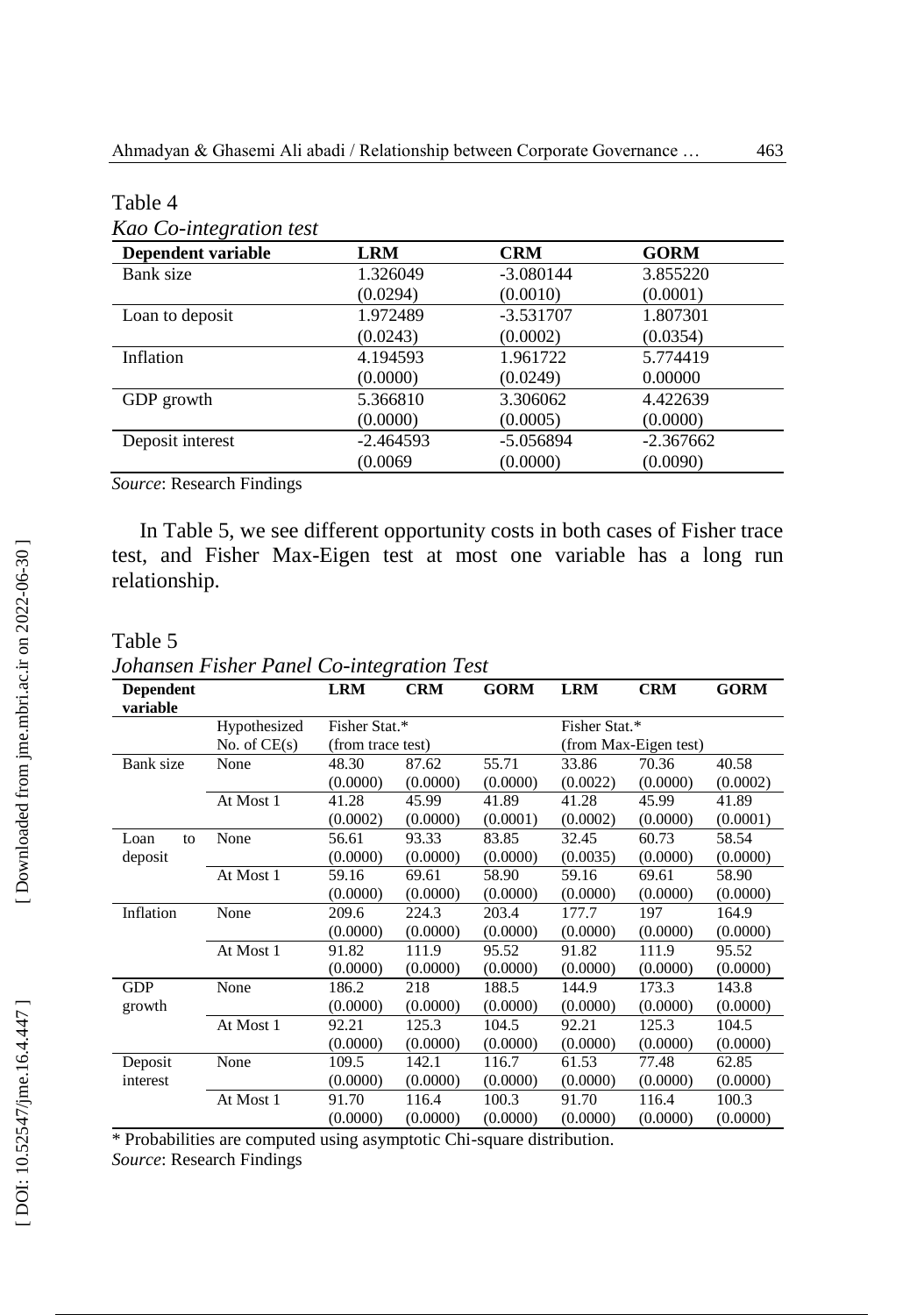Table 4

*Kao Co-integration test*

| Dependent variable | LRM | CRM | GORM |
|---|---|---|---|
| Bank size | 1.326049 | -3.080144 | 3.855220 |
| | (0.0294) | (0.0010) | (0.0001) |
| Loan to deposit | 1.972489 | -3.531707 | 1.807301 |
| | (0.0243) | (0.0002) | (0.0354) |
| Inflation | 4.194593 | 1.961722 | 5.774419 |
| | (0.0000) | (0.0249) | 0.00000 |
| GDP growth | 5.366810 | 3.306062 | 4.422639 |
| | (0.0000) | (0.0005) | (0.0000) |
| Deposit interest | -2.464593 | -5.056894 | -2.367662 |
| | (0.0069 | (0.0000) | (0.0090) |

*Source*: Research Findings

In Table 5, we see different opportunity costs in both cases of Fisher trace test, and Fisher Max-Eigen test at most one variable has a long run relationship.

Table 5

*Johansen Fisher Panel Co-integration Test*

| Dependent variable | | LRM | CRM | GORM | LRM | CRM | GORM |
|---|---|---|---|---|---|---|---|
| | Hypothesized No. of CE(s) | Fisher Stat.* (from trace test) | | | Fisher Stat.* (from Max-Eigen test) | | |
| Bank size | None | 48.30 | 87.62 | 55.71 | 33.86 | 70.36 | 40.58 |
| | | (0.0000) | (0.0000) | (0.0000) | (0.0022) | (0.0000) | (0.0002) |
| | At Most 1 | 41.28 | 45.99 | 41.89 | 41.28 | 45.99 | 41.89 |
| | | (0.0002) | (0.0000) | (0.0001) | (0.0002) | (0.0000) | (0.0001) |
| Loan to deposit | None | 56.61 | 93.33 | 83.85 | 32.45 | 60.73 | 58.54 |
| | | (0.0000) | (0.0000) | (0.0000) | (0.0035) | (0.0000) | (0.0000) |
| | At Most 1 | 59.16 | 69.61 | 58.90 | 59.16 | 69.61 | 58.90 |
| | | (0.0000) | (0.0000) | (0.0000) | (0.0000) | (0.0000) | (0.0000) |
| Inflation | None | 209.6 | 224.3 | 203.4 | 177.7 | 197 | 164.9 |
| | | (0.0000) | (0.0000) | (0.0000) | (0.0000) | (0.0000) | (0.0000) |
| | At Most 1 | 91.82 | 111.9 | 95.52 | 91.82 | 111.9 | 95.52 |
| | | (0.0000) | (0.0000) | (0.0000) | (0.0000) | (0.0000) | (0.0000) |
| GDP growth | None | 186.2 | 218 | 188.5 | 144.9 | 173.3 | 143.8 |
| | | (0.0000) | (0.0000) | (0.0000) | (0.0000) | (0.0000) | (0.0000) |
| | At Most 1 | 92.21 | 125.3 | 104.5 | 92.21 | 125.3 | 104.5 |
| | | (0.0000) | (0.0000) | (0.0000) | (0.0000) | (0.0000) | (0.0000) |
| Deposit interest | None | 109.5 | 142.1 | 116.7 | 61.53 | 77.48 | 62.85 |
| | | (0.0000) | (0.0000) | (0.0000) | (0.0000) | (0.0000) | (0.0000) |
| | At Most 1 | 91.70 | 116.4 | 100.3 | 91.70 | 116.4 | 100.3 |
| | | (0.0000) | (0.0000) | (0.0000) | (0.0000) | (0.0000) | (0.0000) |

\* Probabilities are computed using asymptotic Chi-square distribution.

*Source*: Research Findings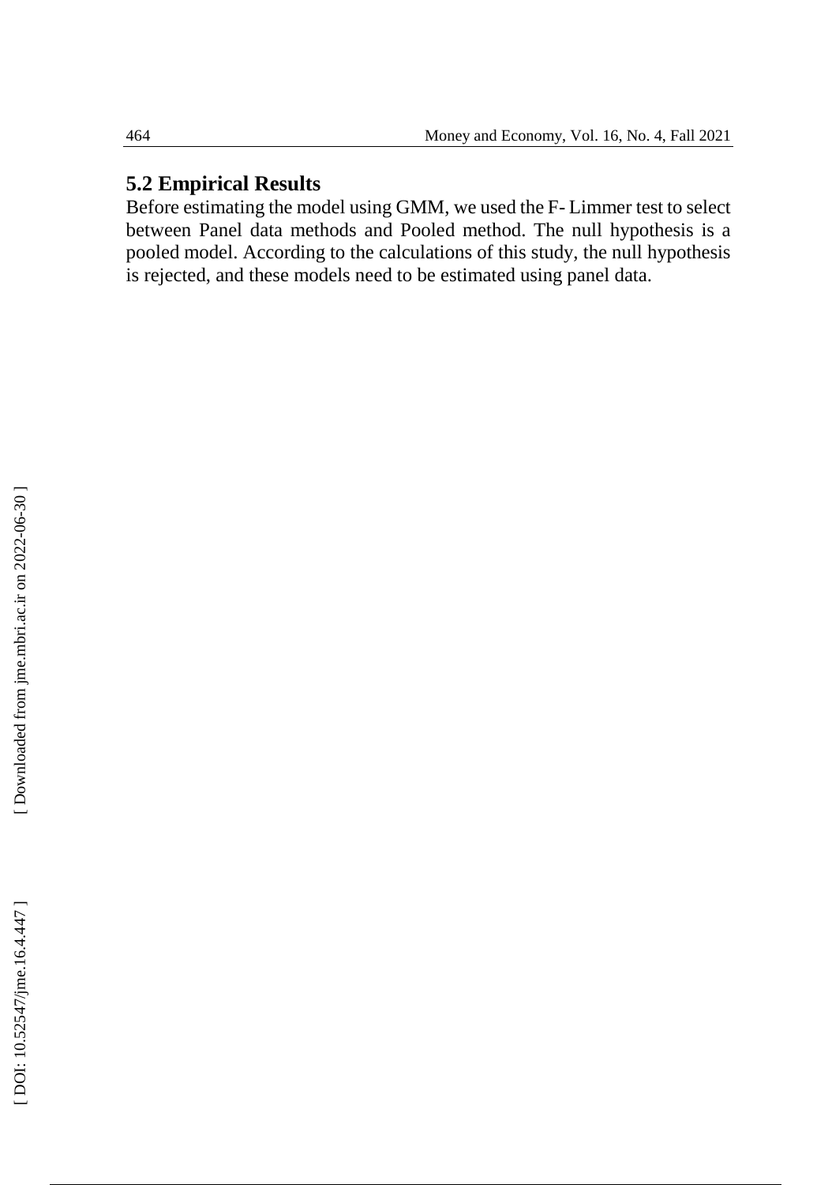### 5.2 Empirical Results

Before estimating the model using GMM, we used the F- Limmer test to select between Panel data methods and Pooled method. The null hypothesis is a pooled model. According to the calculations of this study, the null hypothesis is rejected, and these models need to be estimated using panel data.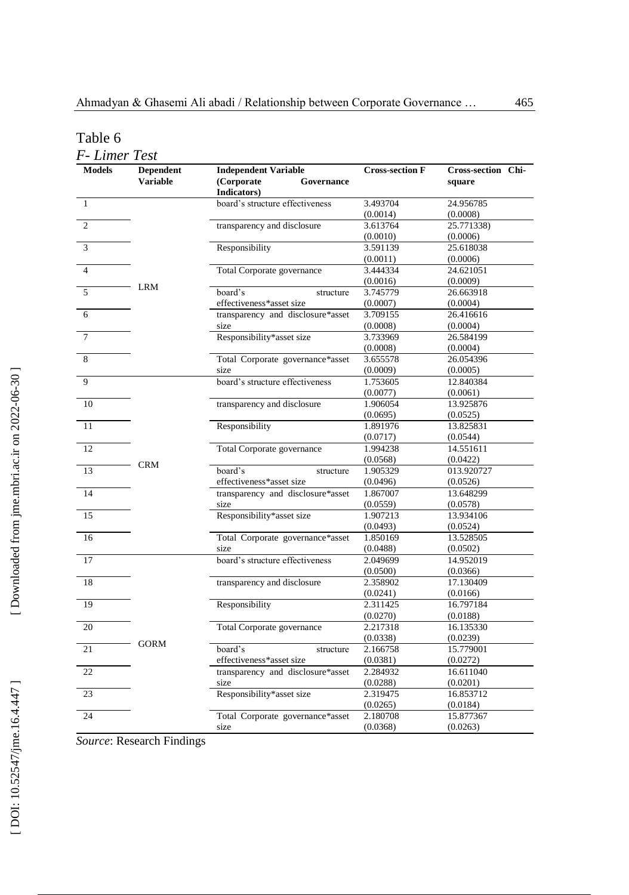Table 6

*F- Limer Test*

| Models | Dependent Variable | Independent Variable (Corporate Governance Indicators) | Cross-section F | Cross-section Chi-square |
|---|---|---|---|---|
| 1 | LRM | board's structure effectiveness | 3.493704 (0.0014) | 24.956785 (0.0008) |
| 2 | | transparency and disclosure | 3.613764 (0.0010) | 25.771338) (0.0006) |
| 3 | | Responsibility | 3.591139 (0.0011) | 25.618038 (0.0006) |
| 4 | | Total Corporate governance | 3.444334 (0.0016) | 24.621051 (0.0009) |
| 5 | | board's structure effectiveness*asset size | 3.745779 (0.0007) | 26.663918 (0.0004) |
| 6 | | transparency and disclosure*asset size | 3.709155 (0.0008) | 26.416616 (0.0004) |
| 7 | | Responsibility*asset size | 3.733969 (0.0008) | 26.584199 (0.0004) |
| 8 | | Total Corporate governance*asset size | 3.655578 (0.0009) | 26.054396 (0.0005) |
| 9 | CRM | board's structure effectiveness | 1.753605 (0.0077) | 12.840384 (0.0061) |
| 10 | | transparency and disclosure | 1.906054 (0.0695) | 13.925876 (0.0525) |
| 11 | | Responsibility | 1.891976 (0.0717) | 13.825831 (0.0544) |
| 12 | | Total Corporate governance | 1.994238 (0.0568) | 14.551611 (0.0422) |
| 13 | | board's structure effectiveness*asset size | 1.905329 (0.0496) | 013.920727 (0.0526) |
| 14 | | transparency and disclosure*asset size | 1.867007 (0.0559) | 13.648299 (0.0578) |
| 15 | | Responsibility*asset size | 1.907213 (0.0493) | 13.934106 (0.0524) |
| 16 | | Total Corporate governance*asset size | 1.850169 (0.0488) | 13.528505 (0.0502) |
| 17 | GORM | board's structure effectiveness | 2.049699 (0.0500) | 14.952019 (0.0366) |
| 18 | | transparency and disclosure | 2.358902 (0.0241) | 17.130409 (0.0166) |
| 19 | | Responsibility | 2.311425 (0.0270) | 16.797184 (0.0188) |
| 20 | | Total Corporate governance | 2.217318 (0.0338) | 16.135330 (0.0239) |
| 21 | | board's structure effectiveness*asset size | 2.166758 (0.0381) | 15.779001 (0.0272) |
| 22 | | transparency and disclosure*asset size | 2.284932 (0.0288) | 16.611040 (0.0201) |
| 23 | | Responsibility*asset size | 2.319475 (0.0265) | 16.853712 (0.0184) |
| 24 | | Total Corporate governance*asset size | 2.180708 (0.0368) | 15.877367 (0.0263) |

*Source*: Research Findings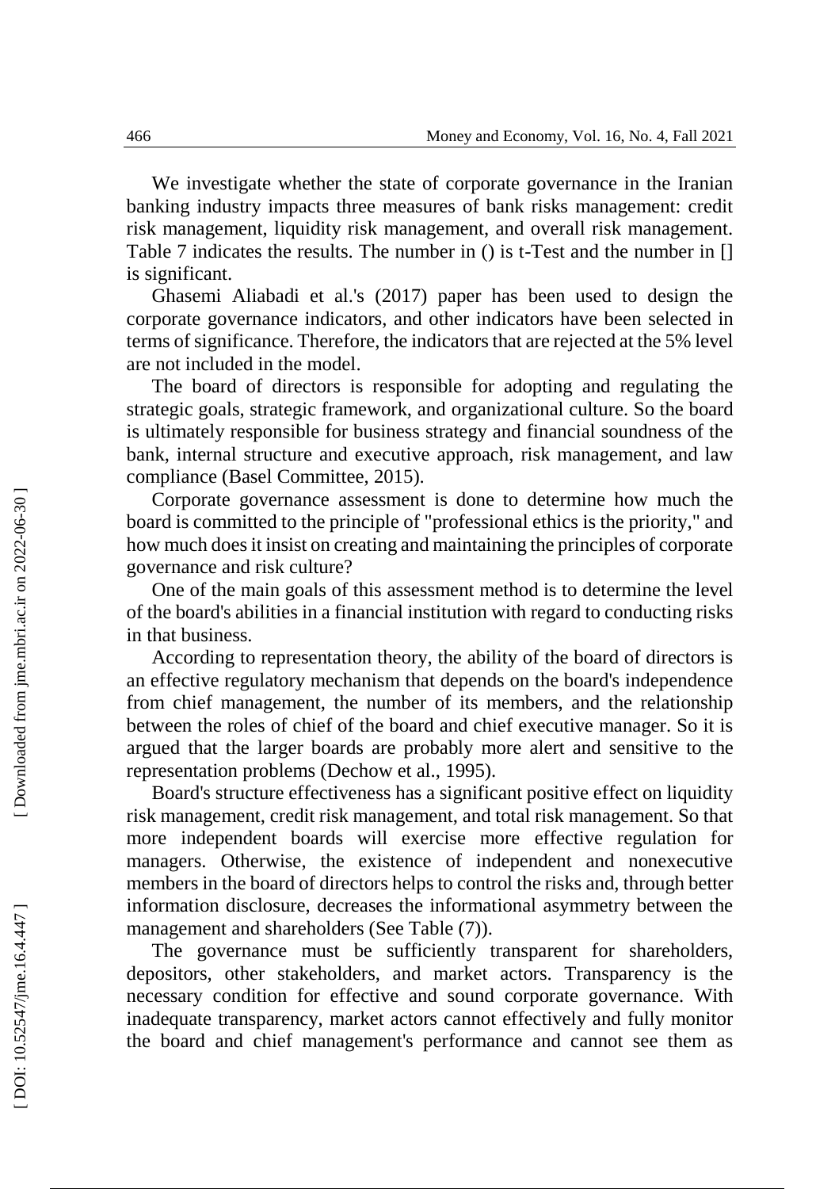We investigate whether the state of corporate governance in the Iranian banking industry impacts three measures of bank risks management: credit risk management, liquidity risk management, and overall risk management. Table 7 indicates the results. The number in () is t-Test and the number in [] is significant.

Ghasemi Aliabadi et al.'s (2017) paper has been used to design the corporate governance indicators, and other indicators have been selected in terms of significance. Therefore, the indicators that are rejected at the 5% level are not included in the model.

The board of directors is responsible for adopting and regulating the strategic goals, strategic framework, and organizational culture. So the board is ultimately responsible for business strategy and financial soundness of the bank, internal structure and executive approach, risk management, and law compliance (Basel Committee, 2015).

Corporate governance assessment is done to determine how much the board is committed to the principle of "professional ethics is the priority," and how much does it insist on creating and maintaining the principles of corporate governance and risk culture?

One of the main goals of this assessment method is to determine the level of the board's abilities in a financial institution with regard to conducting risks in that business.

According to representation theory, the ability of the board of directors is an effective regulatory mechanism that depends on the board's independence from chief management, the number of its members, and the relationship between the roles of chief of the board and chief executive manager. So it is argued that the larger boards are probably more alert and sensitive to the representation problems (Dechow et al., 1995).

Board's structure effectiveness has a significant positive effect on liquidity risk management, credit risk management, and total risk management. So that more independent boards will exercise more effective regulation for managers. Otherwise, the existence of independent and nonexecutive members in the board of directors helps to control the risks and, through better information disclosure, decreases the informational asymmetry between the management and shareholders (See Table (7)).

The governance must be sufficiently transparent for shareholders, depositors, other stakeholders, and market actors. Transparency is the necessary condition for effective and sound corporate governance. With inadequate transparency, market actors cannot effectively and fully monitor the board and chief management's performance and cannot see them as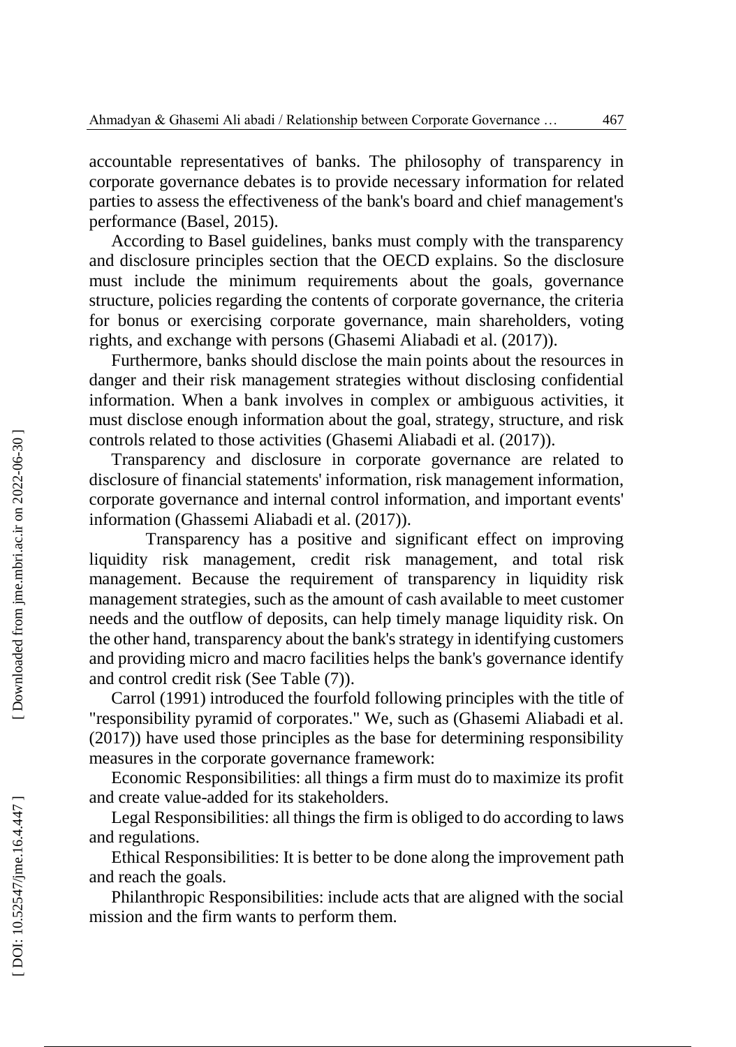accountable representatives of banks. The philosophy of transparency in corporate governance debates is to provide necessary information for related parties to assess the effectiveness of the bank's board and chief management's performance (Basel, 2015).

According to Basel guidelines, banks must comply with the transparency and disclosure principles section that the OECD explains. So the disclosure must include the minimum requirements about the goals, governance structure, policies regarding the contents of corporate governance, the criteria for bonus or exercising corporate governance, main shareholders, voting rights, and exchange with persons (Ghasemi Aliabadi et al. (2017)).

Furthermore, banks should disclose the main points about the resources in danger and their risk management strategies without disclosing confidential information. When a bank involves in complex or ambiguous activities, it must disclose enough information about the goal, strategy, structure, and risk controls related to those activities (Ghasemi Aliabadi et al. (2017)).

Transparency and disclosure in corporate governance are related to disclosure of financial statements' information, risk management information, corporate governance and internal control information, and important events' information (Ghassemi Aliabadi et al. (2017)).

Transparency has a positive and significant effect on improving liquidity risk management, credit risk management, and total risk management. Because the requirement of transparency in liquidity risk management strategies, such as the amount of cash available to meet customer needs and the outflow of deposits, can help timely manage liquidity risk. On the other hand, transparency about the bank's strategy in identifying customers and providing micro and macro facilities helps the bank's governance identify and control credit risk (See Table (7)).

Carrol (1991) introduced the fourfold following principles with the title of "responsibility pyramid of corporates." We, such as (Ghasemi Aliabadi et al. (2017)) have used those principles as the base for determining responsibility measures in the corporate governance framework:

Economic Responsibilities: all things a firm must do to maximize its profit and create value-added for its stakeholders.

Legal Responsibilities: all things the firm is obliged to do according to laws and regulations.

Ethical Responsibilities: It is better to be done along the improvement path and reach the goals.

Philanthropic Responsibilities: include acts that are aligned with the social mission and the firm wants to perform them.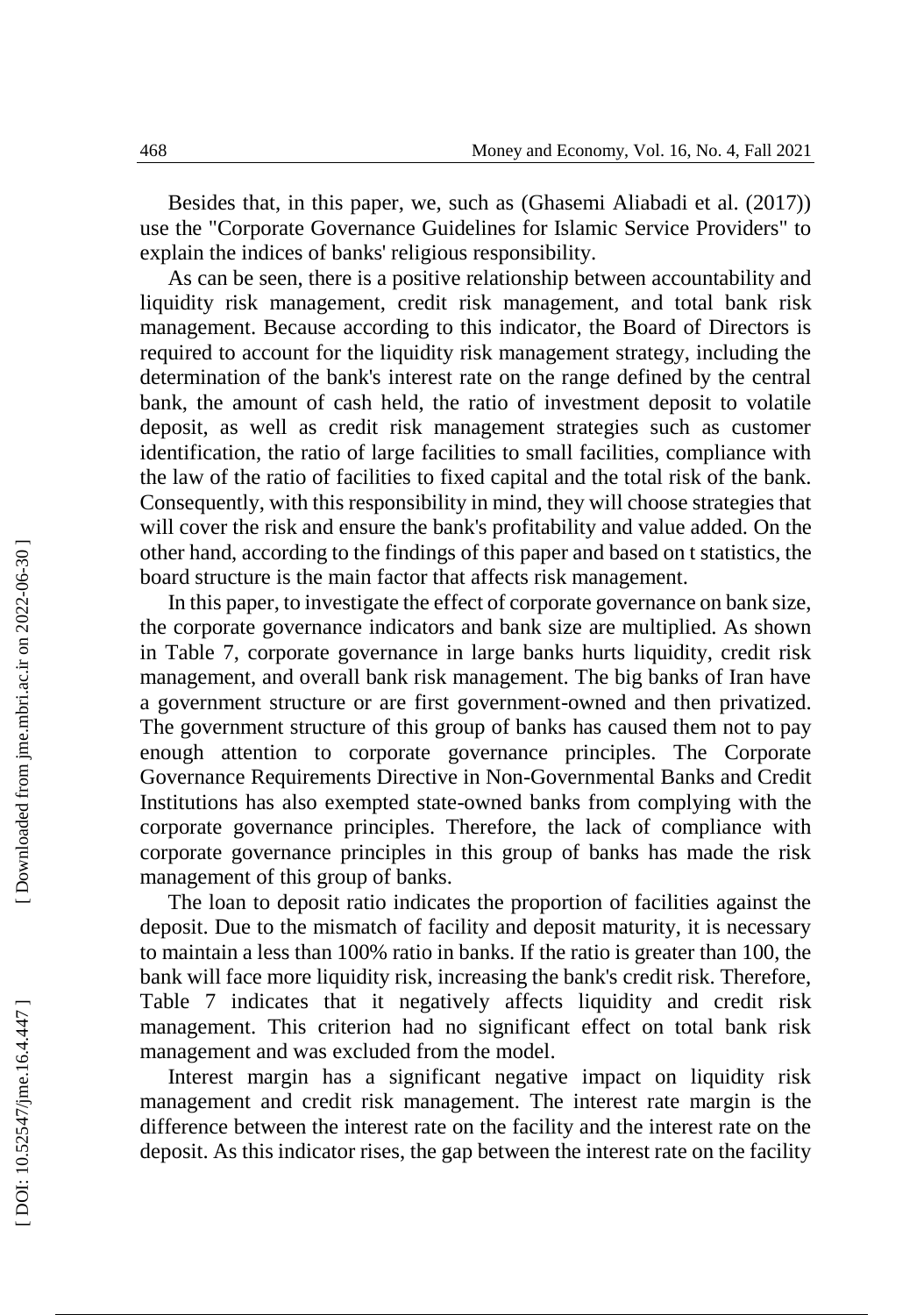Besides that, in this paper, we, such as (Ghasemi Aliabadi et al. (2017)) use the "Corporate Governance Guidelines for Islamic Service Providers" to explain the indices of banks' religious responsibility.

As can be seen, there is a positive relationship between accountability and liquidity risk management, credit risk management, and total bank risk management. Because according to this indicator, the Board of Directors is required to account for the liquidity risk management strategy, including the determination of the bank's interest rate on the range defined by the central bank, the amount of cash held, the ratio of investment deposit to volatile deposit, as well as credit risk management strategies such as customer identification, the ratio of large facilities to small facilities, compliance with the law of the ratio of facilities to fixed capital and the total risk of the bank. Consequently, with this responsibility in mind, they will choose strategies that will cover the risk and ensure the bank's profitability and value added. On the other hand, according to the findings of this paper and based on t statistics, the board structure is the main factor that affects risk management.

In this paper, to investigate the effect of corporate governance on bank size, the corporate governance indicators and bank size are multiplied. As shown in Table 7, corporate governance in large banks hurts liquidity, credit risk management, and overall bank risk management. The big banks of Iran have a government structure or are first government-owned and then privatized. The government structure of this group of banks has caused them not to pay enough attention to corporate governance principles. The Corporate Governance Requirements Directive in Non-Governmental Banks and Credit Institutions has also exempted state-owned banks from complying with the corporate governance principles. Therefore, the lack of compliance with corporate governance principles in this group of banks has made the risk management of this group of banks.

The loan to deposit ratio indicates the proportion of facilities against the deposit. Due to the mismatch of facility and deposit maturity, it is necessary to maintain a less than 100% ratio in banks. If the ratio is greater than 100, the bank will face more liquidity risk, increasing the bank's credit risk. Therefore, Table 7 indicates that it negatively affects liquidity and credit risk management. This criterion had no significant effect on total bank risk management and was excluded from the model.

Interest margin has a significant negative impact on liquidity risk management and credit risk management. The interest rate margin is the difference between the interest rate on the facility and the interest rate on the deposit. As this indicator rises, the gap between the interest rate on the facility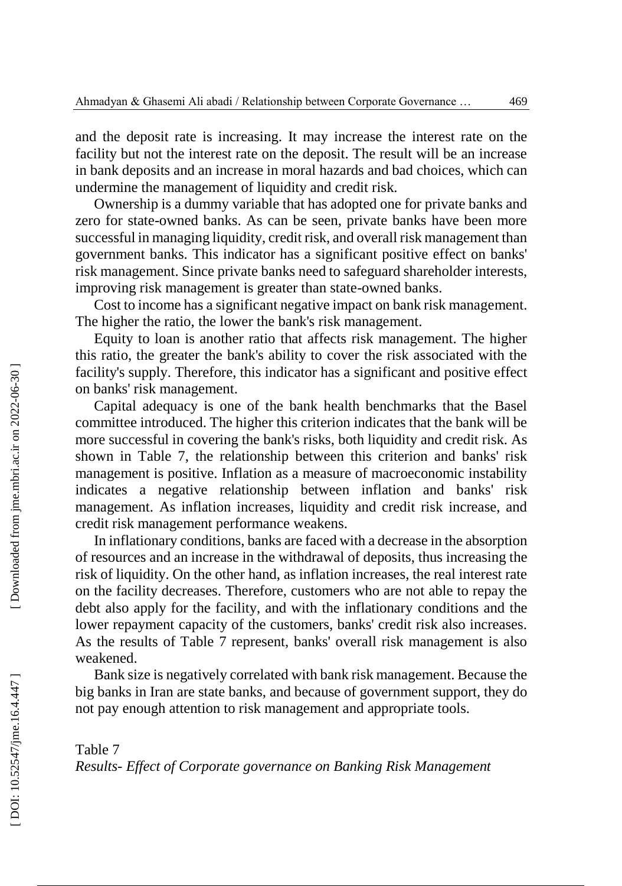and the deposit rate is increasing. It may increase the interest rate on the facility but not the interest rate on the deposit. The result will be an increase in bank deposits and an increase in moral hazards and bad choices, which can undermine the management of liquidity and credit risk.

Ownership is a dummy variable that has adopted one for private banks and zero for state-owned banks. As can be seen, private banks have been more successful in managing liquidity, credit risk, and overall risk management than government banks. This indicator has a significant positive effect on banks' risk management. Since private banks need to safeguard shareholder interests, improving risk management is greater than state-owned banks.

Cost to income has a significant negative impact on bank risk management. The higher the ratio, the lower the bank's risk management.

Equity to loan is another ratio that affects risk management. The higher this ratio, the greater the bank's ability to cover the risk associated with the facility's supply. Therefore, this indicator has a significant and positive effect on banks' risk management.

Capital adequacy is one of the bank health benchmarks that the Basel committee introduced. The higher this criterion indicates that the bank will be more successful in covering the bank's risks, both liquidity and credit risk. As shown in Table 7, the relationship between this criterion and banks' risk management is positive. Inflation as a measure of macroeconomic instability indicates a negative relationship between inflation and banks' risk management. As inflation increases, liquidity and credit risk increase, and credit risk management performance weakens.

In inflationary conditions, banks are faced with a decrease in the absorption of resources and an increase in the withdrawal of deposits, thus increasing the risk of liquidity. On the other hand, as inflation increases, the real interest rate on the facility decreases. Therefore, customers who are not able to repay the debt also apply for the facility, and with the inflationary conditions and the lower repayment capacity of the customers, banks' credit risk also increases. As the results of Table 7 represent, banks' overall risk management is also weakened.

Bank size is negatively correlated with bank risk management. Because the big banks in Iran are state banks, and because of government support, they do not pay enough attention to risk management and appropriate tools.

Table 7
*Results- Effect of Corporate governance on Banking Risk Management*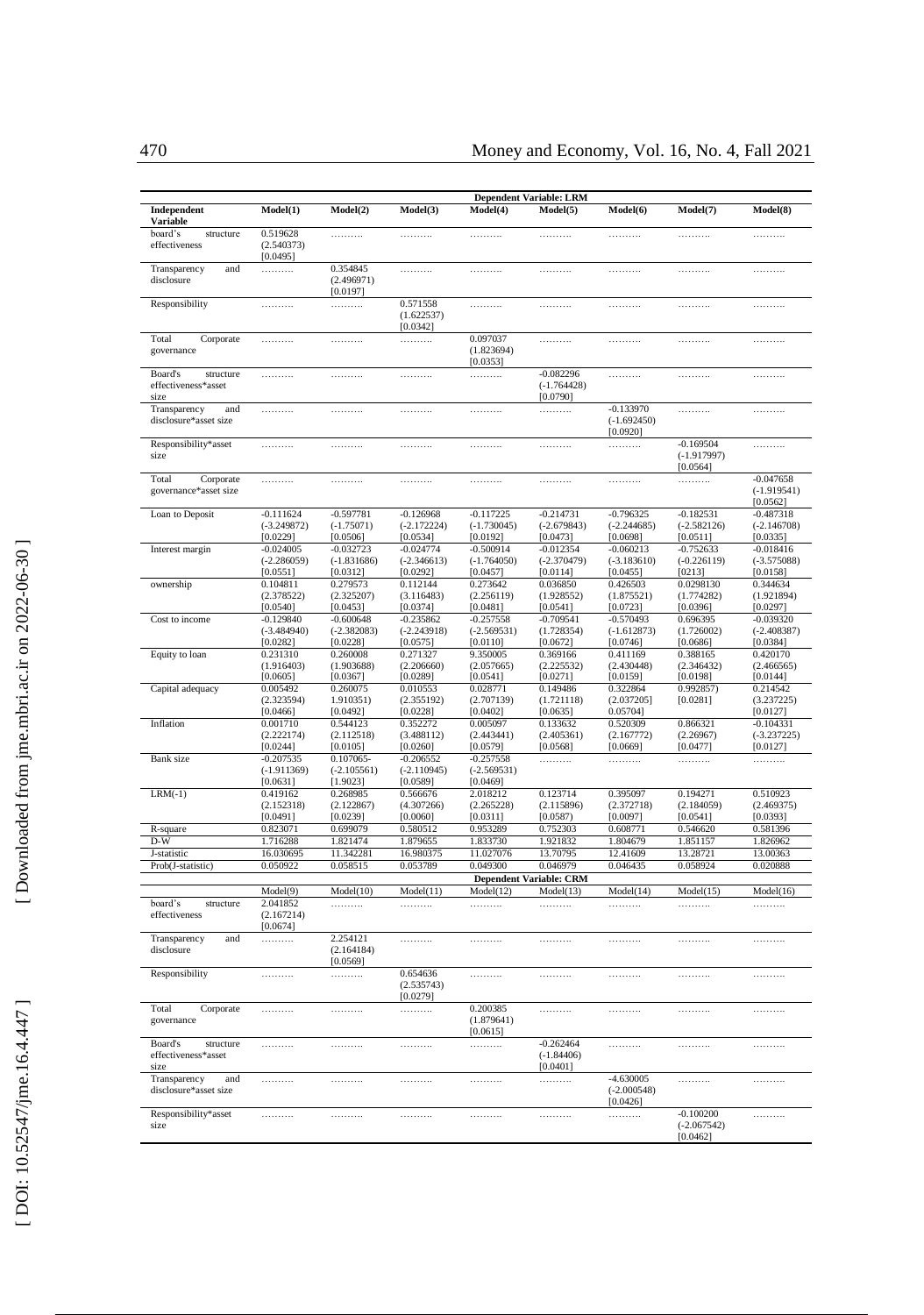| Independent Variable | Dependent Variable: LRM | | | | | | | |
|---|---|---|---|---|---|---|---|---|
| | Model(1) | Model(2) | Model(3) | Model(4) | Model(5) | Model(6) | Model(7) | Model(8) |
| board's structure effectiveness | 0.519628 (2.540373) [0.0495] | ………. | ………. | ………. | ………. | ………. | ………. | ………. |
| Transparency and disclosure | ………. | 0.354845 (2.496971) [0.0197] | ………. | ………. | ………. | ………. | ………. | ………. |
| Responsibility | ………. | ………. | 0.571558 (1.622537) [0.0342] | ………. | ………. | ………. | ………. | ………. |
| Total Corporate governance | ………. | ………. | ………. | 0.097037 (1.823694) [0.0353] | ………. | ………. | ………. | ………. |
| Board's structure effectiveness*asset size | ………. | ………. | ………. | ………. | -0.082296 (-1.764428) [0.0790] | ………. | ………. | ………. |
| Transparency and disclosure*asset size | ………. | ………. | ………. | ………. | ………. | -0.133970 (-1.692450) [0.0920] | ………. | ………. |
| Responsibility*asset size | ………. | ………. | ………. | ………. | ………. | ………. | -0.169504 (-1.917997) [0.0564] | ………. |
| Total Corporate governance*asset size | ………. | ………. | ………. | ………. | ………. | ………. | ………. | -0.047658 (-1.919541) [0.0562] |
| Loan to Deposit | -0.111624 (-3.249872) [0.0229] | -0.597781 (-1.75071) [0.0506] | -0.126968 (-2.172224) [0.0534] | -0.117225 (-1.730045) [0.0192] | -0.214731 (-2.679843) [0.0473] | -0.796325 (-2.244685) [0.0698] | -0.182531 (-2.582126) [0.0511] | -0.487318 (-2.146708) [0.0335] |
| Interest margin | -0.024005 (-2.286059) [0.0551] | -0.032723 (-1.831686) [0.0312] | -0.024774 (-2.346613) [0.0292] | -0.500914 (-1.764050) [0.0457] | -0.012354 (-2.370479) [0.0114] | -0.060213 (-3.183610) [0.0455] | -0.752633 (-0.226119) [0213] | -0.018416 (-3.575088) [0.0158] |
| ownership | 0.104811 (2.378522) [0.0540] | 0.279573 (2.325207) [0.0453] | 0.112144 (3.116483) [0.0374] | 0.273642 (2.256119) [0.0481] | 0.036850 (1.928552) [0.0541] | 0.426503 (1.875521) [0.0723] | 0.0298130 (1.774282) [0.0396] | 0.344634 (1.921894) [0.0297] |
| Cost to income | -0.129840 (-3.484940) [0.0282] | -0.600648 (-2.382083) [0.0228] | -0.235862 (-2.243918) [0.0575] | -0.257558 (-2.569531) [0.0110] | -0.709541 (1.728354) [0.0672] | -0.570493 (-1.612873) [0.0746] | 0.696395 (1.726002) [0.0686] | -0.039320 (-2.408387) [0.0384] |
| Equity to loan | 0.231310 (1.916403) [0.0605] | 0.260008 (1.903688) [0.0367] | 0.271327 (2.206660) [0.0289] | 9.350005 (2.057665) [0.0541] | 0.369166 (2.225532) [0.0271] | 0.411169 (2.430448) [0.0159] | 0.388165 (2.346432) [0.0198] | 0.420170 (2.466565) [0.0144] |
| Capital adequacy | 0.005492 (2.323594) [0.0466] | 0.260075 1.910351) [0.0492] | 0.010553 (2.355192) [0.0228] | 0.028771 (2.707139) [0.0402] | 0.149486 (1.721118) [0.0635] | 0.322864 (2.037205] 0.05704] | 0.992857) [0.0281] | 0.214542 (3.237225) [0.0127] |
| Inflation | 0.001710 (2.222174) [0.0244] | 0.544123 (2.112518) [0.0105] | 0.352272 (3.488112) [0.0260] | 0.005097 (2.443441) [0.0579] | 0.133632 (2.405361) [0.0568] | 0.520309 (2.167772) [0.0669] | 0.866321 (2.26967) [0.0477] | -0.104331 (-3.237225) [0.0127] |
| Bank size | -0.207535 (-1.911369) [0.0631] | 0.107065- (-2.105561) [1.9023] | -0.206552 (-2.110945) [0.0589] | -0.257558 (-2.569531) [0.0469] | ………. | ………. | ………. | ………. |
| LRM(-1) | 0.419162 (2.152318) [0.0491] | 0.268985 (2.122867) [0.0239] | 0.566676 (4.307266) [0.0060] | 2.018212 (2.265228) [0.0311] | 0.123714 (2.115896) [0.0587] | 0.395097 (2.372718) [0.0097] | 0.194271 (2.184059) [0.0541] | 0.510923 (2.469375) [0.0393] |
| R-square | 0.823071 | 0.699079 | 0.580512 | 0.953289 | 0.752303 | 0.608771 | 0.546620 | 0.581396 |
| D-W | 1.716288 | 1.821474 | 1.879655 | 1.833730 | 1.921832 | 1.804679 | 1.851157 | 1.826962 |
| J-statistic | 16.030695 | 11.342281 | 16.980375 | 11.027076 | 13.70795 | 12.41609 | 13.28721 | 13.00363 |
| Prob(J-statistic) | 0.050922 | 0.058515 | 0.053789 | 0.049300 | 0.046979 | 0.046435 | 0.058924 | 0.020888 |
| | Dependent Variable: CRM | | | | | | | |
| | Model(9) | Model(10) | Model(11) | Model(12) | Model(13) | Model(14) | Model(15) | Model(16) |
| board's structure effectiveness | 2.041852 (2.167214) [0.0674] | ………. | ………. | ………. | ………. | ………. | ………. | ………. |
| Transparency and disclosure | ………. | 2.254121 (2.164184) [0.0569] | ………. | ………. | ………. | ………. | ………. | ………. |
| Responsibility | ………. | ………. | 0.654636 (2.535743) [0.0279] | ………. | ………. | ………. | ………. | ………. |
| Total Corporate governance | ………. | ………. | ………. | 0.200385 (1.879641) [0.0615] | ………. | ………. | ………. | ………. |
| Board's structure effectiveness*asset size | ………. | ………. | ………. | ………. | -0.262464 (-1.84406) [0.0401] | ………. | ………. | ………. |
| Transparency and disclosure*asset size | ………. | ………. | ………. | ………. | ………. | -4.630005 (-2.000548) [0.0426] | ………. | ………. |
| Responsibility*asset size | ………. | ………. | ………. | ………. | ………. | ………. | -0.100200 (-2.067542) [0.0462] | ………. |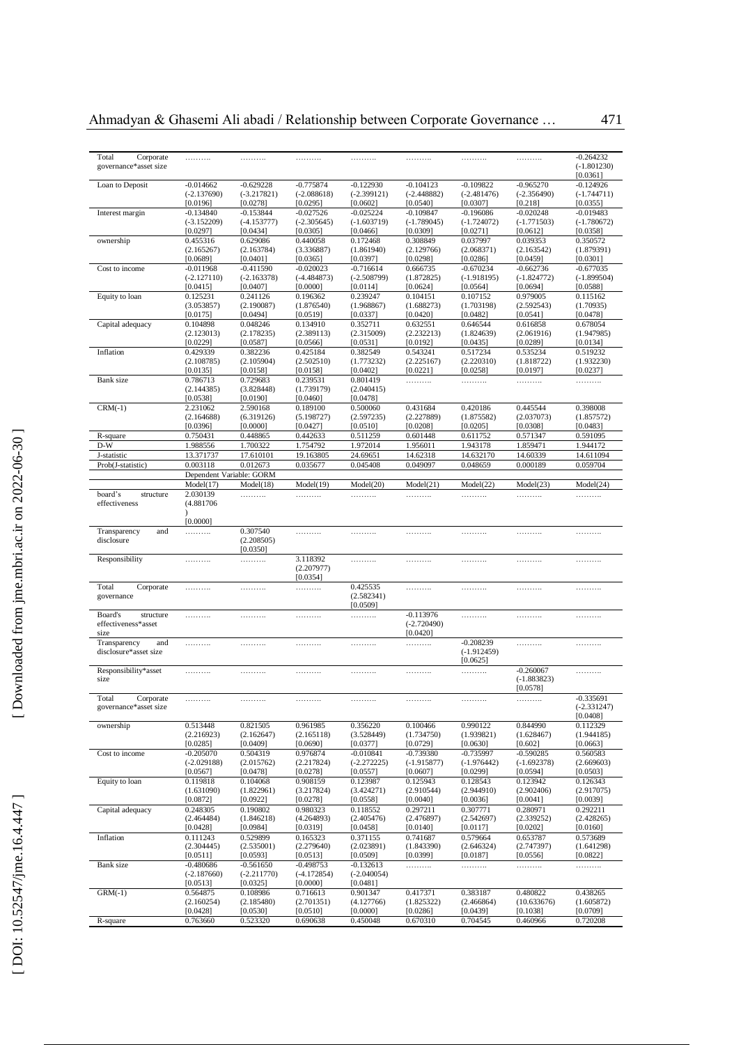| Total Corporate governance*asset size | ………. | ………. | ………. | ………. | ………. | ………. | ………. | -0.264232 (-1.801230) [0.0361] |
|---|---|---|---|---|---|---|---|---|
| Loan to Deposit | -0.014662 (-2.137690) [0.0196] | -0.629228 (-3.217821) [0.0278] | -0.775874 (-2.088618) [0.0295] | -0.122930 (-2.399121) [0.0602] | -0.104123 (-2.448882) [0.0540] | -0.109822 (-2.481476) [0.0307] | -0.965270 (-2.356490) [0.218] | -0.124926 (-1.744711) [0.0355] |
| Interest margin | -0.134840 (-3.152209) [0.0297] | -0.153844 (-4.153777) [0.0434] | -0.027526 (-2.305645) [0.0305] | -0.025224 (-1.603719) [0.0466] | -0.109847 (-1.789045) [0.0309] | -0.196086 (-1.724072) [0.0271] | -0.020248 (-1.771503) [0.0612] | -0.019483 (-1.780672) [0.0358] |
| ownership | 0.455316 (2.165267) [0.0689] | 0.629086 (2.163784) [0.0401] | 0.440058 (3.336887) [0.0365] | 0.172468 (1.861940) [0.0397] | 0.308849 (2.129766) [0.0298] | 0.037997 (2.068371) [0.0286] | 0.039353 (2.163542) [0.0459] | 0.350572 (1.879391) [0.0301] |
| Cost to income | -0.011968 (-2.127110) [0.0415] | -0.411590 (-2.163378) [0.0407] | -0.020023 (-4.484873) [0.0000] | -0.716614 (-2.508799) [0.0114] | 0.666735 (1.872825) [0.0624] | -0.670234 (-1.918195) [0.0564] | -0.662736 (-1.824772) [0.0694] | -0.677035 (-1.899504) [0.0588] |
| Equity to loan | 0.125231 (3.053857) [0.0175] | 0.241126 (2.190087) [0.0494] | 0.196362 (1.876540) [0.0519] | 0.239247 (1.968867) [0.0337] | 0.104151 (1.688273) [0.0420] | 0.107152 (1.703198) [0.0482] | 0.979005 (2.592543) [0.0541] | 0.115162 (1.70935) [0.0478] |
| Capital adequacy | 0.104898 (2.123013) [0.0229] | 0.048246 (2.178235) [0.0587] | 0.134910 (2.389113) [0.0566] | 0.352711 (2.315009) [0.0531] | 0.632551 (2.232213) [0.0192] | 0.646544 (1.824639) [0.0435] | 0.616858 (2.061916) [0.0289] | 0.678054 (1.947985) [0.0134] |
| Inflation | 0.429339 (2.108785) [0.0135] | 0.382236 (2.105904) [0.0158] | 0.425184 (2.502510) [0.0158] | 0.382549 (1.773232) [0.0402] | 0.543241 (2.225167) [0.0221] | 0.517234 (2.220310) [0.0258] | 0.535234 (1.818722) [0.0197] | 0.519232 (1.932230) [0.0237] |
| Bank size | 0.786713 (2.144385) [0.0538] | 0.729683 (3.828448) [0.0190] | 0.239531 (1.739179) [0.0460] | 0.801419 (2.040415) [0.0478] | ………. | ………. | ………. | ………. |
| CRM(-1) | 2.231062 (2.164688) [0.0396] | 2.590168 (6.319126) [0.0000] | 0.189100 (5.198727) [0.0427] | 0.500060 (2.597235) [0.0510] | 0.431684 (2.227889) [0.0208] | 0.420186 (1.875582) [0.0205] | 0.445544 (2.037073) [0.0308] | 0.398008 (1.857572) [0.0483] |
| R-square | 0.750431 | 0.448865 | 0.442633 | 0.511259 | 0.601448 | 0.611752 | 0.571347 | 0.591095 |
| D-W | 1.988556 | 1.700322 | 1.754792 | 1.972014 | 1.956011 | 1.943178 | 1.859471 | 1.944172 |
| J-statistic | 13.371737 | 17.610101 | 19.163805 | 24.69651 | 14.62318 | 14.632170 | 14.60339 | 14.611094 |
| Prob(J-statistic) | 0.003118 | 0.012673 | 0.035677 | 0.045408 | 0.049097 | 0.048659 | 0.000189 | 0.059704 |
| | Dependent Variable: GORM | | | | | | | |
| | Model(17) | Model(18) | Model(19) | Model(20) | Model(21) | Model(22) | Model(23) | Model(24) |
| board's structure effectiveness | 2.030139 (4.881706 ) [0.0000] | ………. | ………. | ………. | ………. | ………. | ………. | ………. |
| Transparency and disclosure | ………. | 0.307540 (2.208505) [0.0350] | ………. | ………. | ………. | ………. | ………. | ………. |
| Responsibility | ………. | ………. | 3.118392 (2.207977) [0.0354] | ………. | ………. | ………. | ………. | ………. |
| Total Corporate governance | ………. | ………. | ………. | 0.425535 (2.582341) [0.0509] | ………. | ………. | ………. | ………. |
| Board's structure effectiveness*asset size | ………. | ………. | ………. | ………. | -0.113976 (-2.720490) [0.0420] | ………. | ………. | ………. |
| Transparency and disclosure*asset size | ………. | ………. | ………. | ………. | ………. | -0.208239 (-1.912459) [0.0625] | ………. | ………. |
| Responsibility*asset size | ………. | ………. | ………. | ………. | ………. | ………. | -0.260067 (-1.883823) [0.0578] | ………. |
| Total Corporate governance*asset size | ………. | ………. | ………. | ………. | ………. | ………. | ………. | -0.335691 (-2.331247) [0.0408] |
| ownership | 0.513448 (2.216923) [0.0285] | 0.821505 (2.162647) [0.0409] | 0.961985 (2.165118) [0.0690] | 0.356220 (3.528449) [0.0377] | 0.100466 (1.734750) [0.0729] | 0.990122 (1.939821) [0.0630] | 0.844990 (1.628467) [0.602] | 0.112329 (1.944185) [0.0663] |
| Cost to income | -0.205070 (-2.029188) [0.0567] | 0.504319 (2.015762) [0.0478] | 0.976874 (2.217824) [0.0278] | -0.010841 (-2.272225) [0.0557] | -0.739380 (-1.915877) [0.0607] | -0.735997 (-1.976442) [0.0299] | -0.590285 (-1.692378) [0.0594] | 0.560583 (2.669603) [0.0503] |
| Equity to loan | 0.119818 (1.631090) [0.0872] | 0.104068 (1.822961) [0.0922] | 0.908159 (3.217824) [0.0278] | 0.123987 (3.424271) [0.0558] | 0.125943 (2.910544) [0.0040] | 0.128543 (2.944910) [0.0036] | 0.123942 (2.902406) [0.0041] | 0.126343 (2.917075) [0.0039] |
| Capital adequacy | 0.248305 (2.464484) [0.0428] | 0.190802 (1.846218) [0.0984] | 0.980323 (4.264893) [0.0319] | 0.118552 (2.405476) [0.0458] | 0.297211 (2.476897) [0.0140] | 0.307771 (2.542697) [0.0117] | 0.280971 (2.339252) [0.0202] | 0.292211 (2.428265) [0.0160] |
| Inflation | 0.111243 (2.304445) [0.0511] | 0.529899 (2.535001) [0.0593] | 0.165323 (2.279640) [0.0513] | 0.371155 (2.023891) [0.0509] | 0.741687 (1.843390) [0.0399] | 0.579664 (2.646324) [0.0187] | 0.653787 (2.747397) [0.0556] | 0.573689 (1.641298) [0.0822] |
| Bank size | -0.480686 (-2.187660) [0.0513] | -0.561650 (-2.211770) [0.0325] | -0.498753 (-4.172854) [0.0000] | -0.132613 (-2.040054) [0.0481] | ………. | ………. | ………. | ………. |
| GRM(-1) | 0.564875 (2.160254) [0.0428] | 0.108986 (2.185480) [0.0530] | 0.716613 (2.701351) [0.0510] | 0.901347 (4.127766) [0.0000] | 0.417371 (1.825322) [0.0286] | 0.383187 (2.466864) [0.0439] | 0.480822 (10.633676) [0.1038] | 0.438265 (1.605872) [0.0709] |
| R-square | 0.763660 | 0.523320 | 0.690638 | 0.450048 | 0.670310 | 0.704545 | 0.460966 | 0.720208 |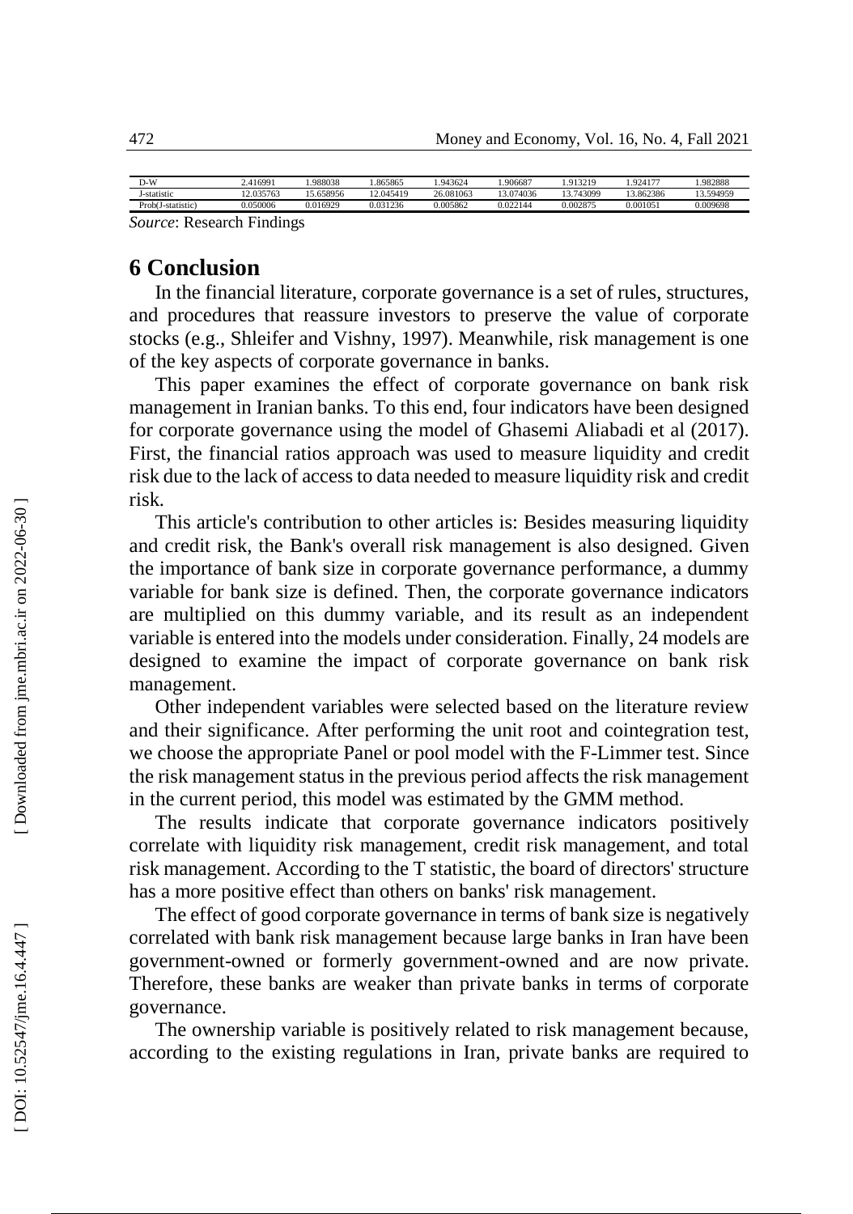| D-W | 2.416991 | 1.988038 | 1.865865 | 1.943624 | 1.906687 | 1.913219 | 1.924177 | 1.982888 |
|---|---|---|---|---|---|---|---|---|
| J-statistic | 12.035763 | 15.658956 | 12.045419 | 26.081063 | 13.074036 | 13.743099 | 13.862386 | 13.594959 |
| Prob(J-statistic) | 0.050006 | 0.016929 | 0.031236 | 0.005862 | 0.022144 | 0.002875 | 0.001051 | 0.009698 |

*Source*: Research Findings

## 6 Conclusion

In the financial literature, corporate governance is a set of rules, structures, and procedures that reassure investors to preserve the value of corporate stocks (e.g., Shleifer and Vishny, 1997). Meanwhile, risk management is one of the key aspects of corporate governance in banks.

This paper examines the effect of corporate governance on bank risk management in Iranian banks. To this end, four indicators have been designed for corporate governance using the model of Ghasemi Aliabadi et al (2017). First, the financial ratios approach was used to measure liquidity and credit risk due to the lack of access to data needed to measure liquidity risk and credit risk.

This article's contribution to other articles is: Besides measuring liquidity and credit risk, the Bank's overall risk management is also designed. Given the importance of bank size in corporate governance performance, a dummy variable for bank size is defined. Then, the corporate governance indicators are multiplied on this dummy variable, and its result as an independent variable is entered into the models under consideration. Finally, 24 models are designed to examine the impact of corporate governance on bank risk management.

Other independent variables were selected based on the literature review and their significance. After performing the unit root and cointegration test, we choose the appropriate Panel or pool model with the F-Limmer test. Since the risk management status in the previous period affects the risk management in the current period, this model was estimated by the GMM method.

The results indicate that corporate governance indicators positively correlate with liquidity risk management, credit risk management, and total risk management. According to the T statistic, the board of directors' structure has a more positive effect than others on banks' risk management.

The effect of good corporate governance in terms of bank size is negatively correlated with bank risk management because large banks in Iran have been government-owned or formerly government-owned and are now private. Therefore, these banks are weaker than private banks in terms of corporate governance.

The ownership variable is positively related to risk management because, according to the existing regulations in Iran, private banks are required to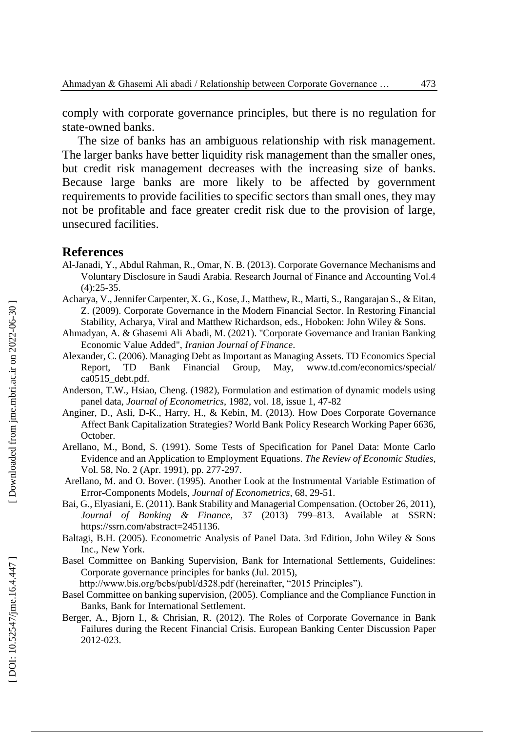comply with corporate governance principles, but there is no regulation for state-owned banks.

The size of banks has an ambiguous relationship with risk management. The larger banks have better liquidity risk management than the smaller ones, but credit risk management decreases with the increasing size of banks. Because large banks are more likely to be affected by government requirements to provide facilities to specific sectors than small ones, they may not be profitable and face greater credit risk due to the provision of large, unsecured facilities.

## References

Al-Janadi, Y., Abdul Rahman, R., Omar, N. B. (2013). Corporate Governance Mechanisms and Voluntary Disclosure in Saudi Arabia. Research Journal of Finance and Accounting Vol.4 (4):25-35.

Acharya, V., Jennifer Carpenter, X. G., Kose, J., Matthew, R., Marti, S., Rangarajan S., & Eitan, Z. (2009). Corporate Governance in the Modern Financial Sector. In Restoring Financial Stability, Acharya, Viral and Matthew Richardson, eds., Hoboken: John Wiley & Sons.

Ahmadyan, A. & Ghasemi Ali Abadi, M. (2021). "Corporate Governance and Iranian Banking Economic Value Added", *Iranian Journal of Finance*.

Alexander, C. (2006). Managing Debt as Important as Managing Assets. TD Economics Special Report, TD Bank Financial Group, May, www.td.com/economics/special/ca0515_debt.pdf.

Anderson, T.W., Hsiao, Cheng. (1982), Formulation and estimation of dynamic models using panel data, *Journal of Econometrics*, 1982, vol. 18, issue 1, 47-82

Anginer, D., Asli, D-K., Harry, H., & Kebin, M. (2013). How Does Corporate Governance Affect Bank Capitalization Strategies? World Bank Policy Research Working Paper 6636, October.

Arellano, M., Bond, S. (1991). Some Tests of Specification for Panel Data: Monte Carlo Evidence and an Application to Employment Equations. *The Review of Economic Studies*, Vol. 58, No. 2 (Apr. 1991), pp. 277-297.

Arellano, M. and O. Bover. (1995). Another Look at the Instrumental Variable Estimation of Error-Components Models, *Journal of Econometrics*, 68, 29-51.

Bai, G., Elyasiani, E. (2011). Bank Stability and Managerial Compensation. (October 26, 2011), *Journal of Banking & Finance*, 37 (2013) 799–813. Available at SSRN: https://ssrn.com/abstract=2451136.

Baltagi, B.H. (2005). Econometric Analysis of Panel Data. 3rd Edition, John Wiley & Sons Inc., New York.

Basel Committee on Banking Supervision, Bank for International Settlements, Guidelines: Corporate governance principles for banks (Jul. 2015), http://www.bis.org/bcbs/publ/d328.pdf (hereinafter, "2015 Principles").

Basel Committee on banking supervision, (2005). Compliance and the Compliance Function in Banks, Bank for International Settlement.

Berger, A., Bjorn I., & Chrisian, R. (2012). The Roles of Corporate Governance in Bank Failures during the Recent Financial Crisis. European Banking Center Discussion Paper 2012-023.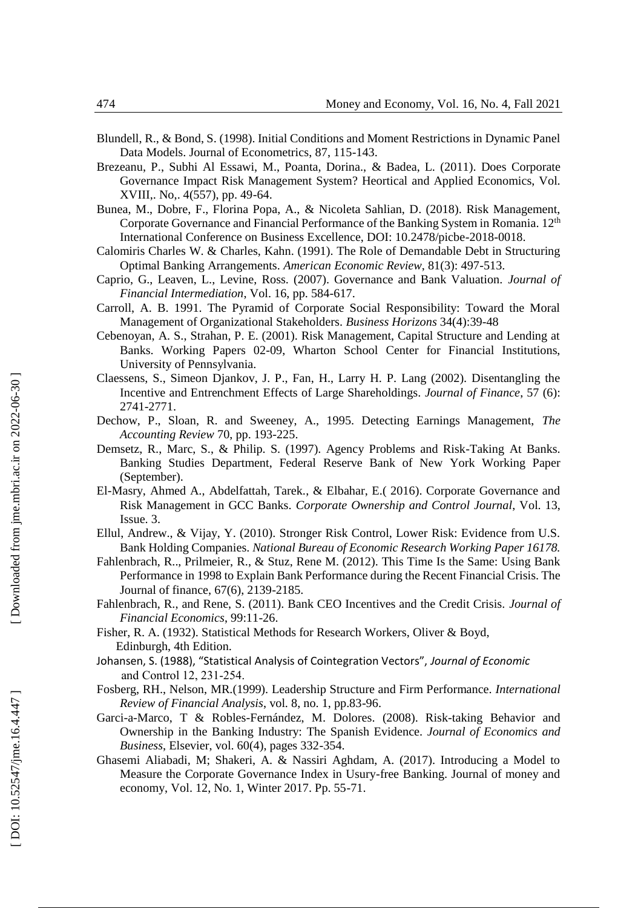Blundell, R., & Bond, S. (1998). Initial Conditions and Moment Restrictions in Dynamic Panel Data Models. Journal of Econometrics, 87, 115-143.

Brezeanu, P., Subhi Al Essawi, M., Poanta, Dorina., & Badea, L. (2011). Does Corporate Governance Impact Risk Management System? Heortical and Applied Economics, Vol. XVIII,. No,. 4(557), pp. 49-64.

Bunea, M., Dobre, F., Florina Popa, A., & Nicoleta Sahlian, D. (2018). Risk Management, Corporate Governance and Financial Performance of the Banking System in Romania. 12th International Conference on Business Excellence, DOI: 10.2478/picbe-2018-0018.

Calomiris Charles W. & Charles, Kahn. (1991). The Role of Demandable Debt in Structuring Optimal Banking Arrangements. *American Economic Review*, 81(3): 497-513.

Caprio, G., Leaven, L., Levine, Ross. (2007). Governance and Bank Valuation. *Journal of Financial Intermediation*, Vol. 16, pp. 584-617.

Carroll, A. B. 1991. The Pyramid of Corporate Social Responsibility: Toward the Moral Management of Organizational Stakeholders. *Business Horizons* 34(4):39-48

Cebenoyan, A. S., Strahan, P. E. (2001). Risk Management, Capital Structure and Lending at Banks. Working Papers 02-09, Wharton School Center for Financial Institutions, University of Pennsylvania.

Claessens, S., Simeon Djankov, J. P., Fan, H., Larry H. P. Lang (2002). Disentangling the Incentive and Entrenchment Effects of Large Shareholdings. *Journal of Finance*, 57 (6): 2741-2771.

Dechow, P., Sloan, R. and Sweeney, A., 1995. Detecting Earnings Management, *The Accounting Review* 70, pp. 193-225.

Demsetz, R., Marc, S., & Philip. S. (1997). Agency Problems and Risk-Taking At Banks. Banking Studies Department, Federal Reserve Bank of New York Working Paper (September).

El-Masry, Ahmed A., Abdelfattah, Tarek., & Elbahar, E.( 2016). Corporate Governance and Risk Management in GCC Banks. *Corporate Ownership and Control Journal*, Vol. 13, Issue. 3.

Ellul, Andrew., & Vijay, Y. (2010). Stronger Risk Control, Lower Risk: Evidence from U.S. Bank Holding Companies. *National Bureau of Economic Research Working Paper 16178.*

Fahlenbrach, R.., Prilmeier, R., & Stuz, Rene M. (2012). This Time Is the Same: Using Bank Performance in 1998 to Explain Bank Performance during the Recent Financial Crisis. The Journal of finance, 67(6), 2139-2185.

Fahlenbrach, R., and Rene, S. (2011). Bank CEO Incentives and the Credit Crisis. *Journal of Financial Economics*, 99:11-26.

Fisher, R. A. (1932). Statistical Methods for Research Workers, Oliver & Boyd, Edinburgh, 4th Edition.

Johansen, S. (1988), "Statistical Analysis of Cointegration Vectors", *Journal of Economic* and Control 12, 231-254.

Fosberg, RH., Nelson, MR.(1999). Leadership Structure and Firm Performance. *International Review of Financial Analysis*, vol. 8, no. 1, pp.83-96.

Garci-a-Marco, T & Robles-Fernández, M. Dolores. (2008). Risk-taking Behavior and Ownership in the Banking Industry: The Spanish Evidence. *Journal of Economics and Business*, Elsevier, vol. 60(4), pages 332-354.

Ghasemi Aliabadi, M; Shakeri, A. & Nassiri Aghdam, A. (2017). Introducing a Model to Measure the Corporate Governance Index in Usury-free Banking. Journal of money and economy, Vol. 12, No. 1, Winter 2017. Pp. 55-71.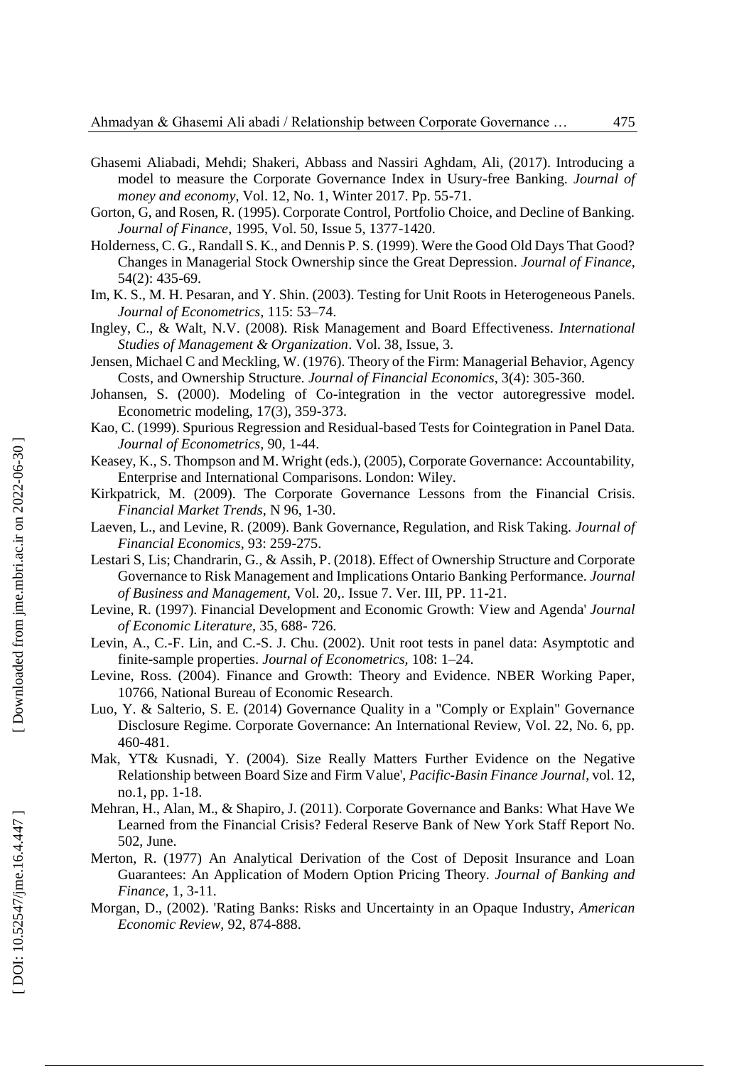Ghasemi Aliabadi, Mehdi; Shakeri, Abbass and Nassiri Aghdam, Ali, (2017). Introducing a model to measure the Corporate Governance Index in Usury-free Banking. *Journal of money and economy*, Vol. 12, No. 1, Winter 2017. Pp. 55-71.

Gorton, G, and Rosen, R. (1995). Corporate Control, Portfolio Choice, and Decline of Banking. *Journal of Finance*, 1995, Vol. 50, Issue 5, 1377-1420.

Holderness, C. G., Randall S. K., and Dennis P. S. (1999). Were the Good Old Days That Good? Changes in Managerial Stock Ownership since the Great Depression. *Journal of Finance*, 54(2): 435-69.

Im, K. S., M. H. Pesaran, and Y. Shin. (2003). Testing for Unit Roots in Heterogeneous Panels. *Journal of Econometrics*, 115: 53–74.

Ingley, C., & Walt, N.V. (2008). Risk Management and Board Effectiveness. *International Studies of Management & Organization*. Vol. 38, Issue, 3.

Jensen, Michael C and Meckling, W. (1976). Theory of the Firm: Managerial Behavior, Agency Costs, and Ownership Structure. *Journal of Financial Economics*, 3(4): 305-360.

Johansen, S. (2000). Modeling of Co-integration in the vector autoregressive model. Econometric modeling, 17(3), 359-373.

Kao, C. (1999). Spurious Regression and Residual-based Tests for Cointegration in Panel Data. *Journal of Econometrics*, 90, 1-44.

Keasey, K., S. Thompson and M. Wright (eds.), (2005), Corporate Governance: Accountability, Enterprise and International Comparisons. London: Wiley.

Kirkpatrick, M. (2009). The Corporate Governance Lessons from the Financial Crisis. *Financial Market Trends*, N 96, 1-30.

Laeven, L., and Levine, R. (2009). Bank Governance, Regulation, and Risk Taking. *Journal of Financial Economics*, 93: 259-275.

Lestari S, Lis; Chandrarin, G., & Assih, P. (2018). Effect of Ownership Structure and Corporate Governance to Risk Management and Implications Ontario Banking Performance. *Journal of Business and Management*, Vol. 20,. Issue 7. Ver. III, PP. 11-21.

Levine, R. (1997). Financial Development and Economic Growth: View and Agenda' *Journal of Economic Literature*, 35, 688- 726.

Levin, A., C.-F. Lin, and C.-S. J. Chu. (2002). Unit root tests in panel data: Asymptotic and finite-sample properties. *Journal of Econometrics*, 108: 1–24.

Levine, Ross. (2004). Finance and Growth: Theory and Evidence. NBER Working Paper, 10766, National Bureau of Economic Research.

Luo, Y. & Salterio, S. E. (2014) Governance Quality in a "Comply or Explain" Governance Disclosure Regime. Corporate Governance: An International Review, Vol. 22, No. 6, pp. 460-481.

Mak, YT& Kusnadi, Y. (2004). Size Really Matters Further Evidence on the Negative Relationship between Board Size and Firm Value', *Pacific-Basin Finance Journal*, vol. 12, no.1, pp. 1-18.

Mehran, H., Alan, M., & Shapiro, J. (2011). Corporate Governance and Banks: What Have We Learned from the Financial Crisis? Federal Reserve Bank of New York Staff Report No. 502, June.

Merton, R. (1977) An Analytical Derivation of the Cost of Deposit Insurance and Loan Guarantees: An Application of Modern Option Pricing Theory. *Journal of Banking and Finance*, 1, 3-11.

Morgan, D., (2002). 'Rating Banks: Risks and Uncertainty in an Opaque Industry, *American Economic Review*, 92, 874-888.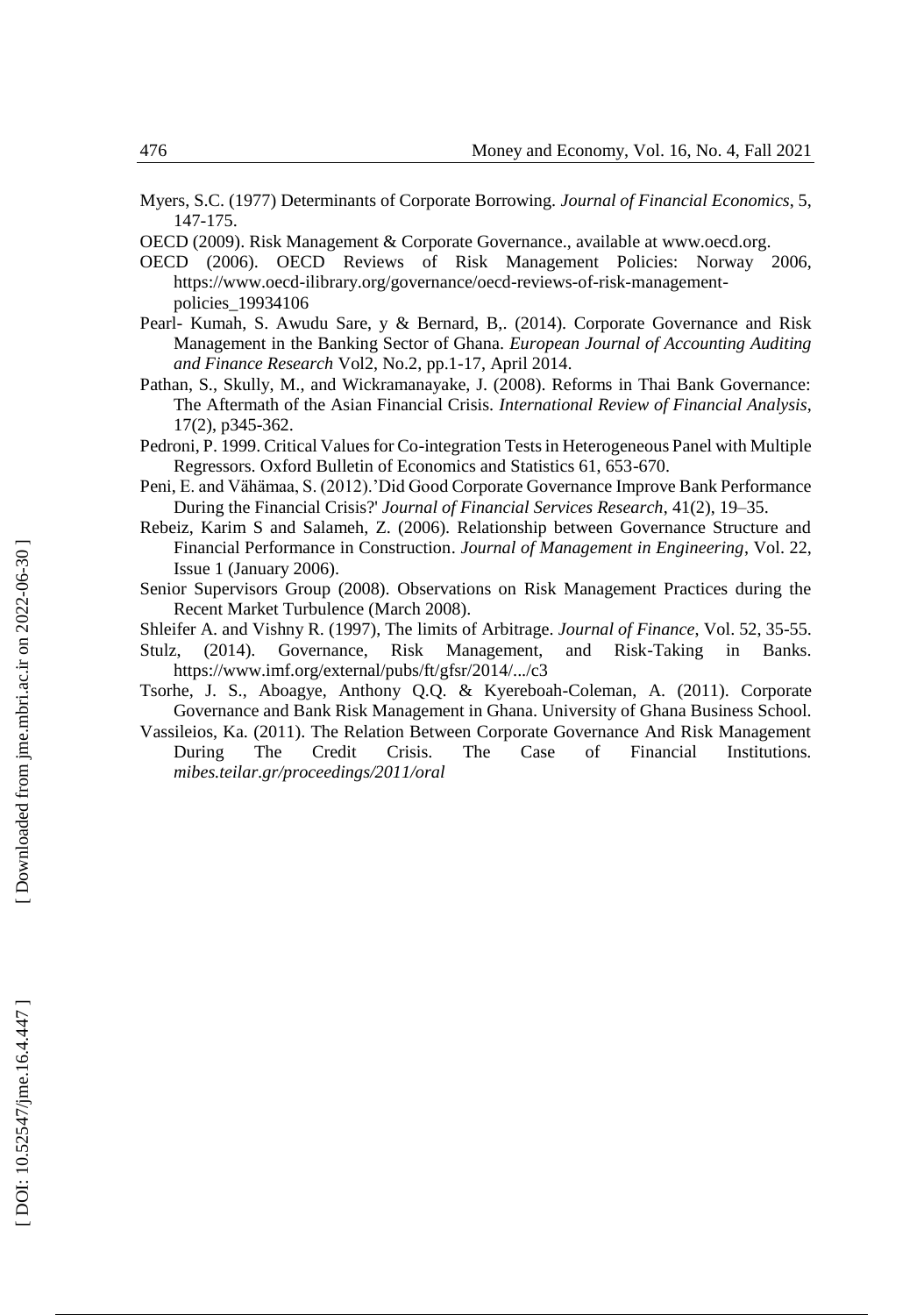Myers, S.C. (1977) Determinants of Corporate Borrowing. *Journal of Financial Economics*, 5, 147-175.

OECD (2009). Risk Management & Corporate Governance., available at www.oecd.org.

OECD (2006). OECD Reviews of Risk Management Policies: Norway 2006, https://www.oecd-ilibrary.org/governance/oecd-reviews-of-risk-management-policies_19934106

Pearl- Kumah, S. Awudu Sare, y & Bernard, B,. (2014). Corporate Governance and Risk Management in the Banking Sector of Ghana. *European Journal of Accounting Auditing and Finance Research* Vol2, No.2, pp.1-17, April 2014.

Pathan, S., Skully, M., and Wickramanayake, J. (2008). Reforms in Thai Bank Governance: The Aftermath of the Asian Financial Crisis. *International Review of Financial Analysis*, 17(2), p345-362.

Pedroni, P. 1999. Critical Values for Co-integration Tests in Heterogeneous Panel with Multiple Regressors. Oxford Bulletin of Economics and Statistics 61, 653-670.

Peni, E. and Vähämaa, S. (2012).'Did Good Corporate Governance Improve Bank Performance During the Financial Crisis?' *Journal of Financial Services Research*, 41(2), 19–35.

Rebeiz, Karim S and Salameh, Z. (2006). Relationship between Governance Structure and Financial Performance in Construction. *Journal of Management in Engineering*, Vol. 22, Issue 1 (January 2006).

Senior Supervisors Group (2008). Observations on Risk Management Practices during the Recent Market Turbulence (March 2008).

Shleifer A. and Vishny R. (1997), The limits of Arbitrage. *Journal of Finance*, Vol. 52, 35-55.

Stulz, (2014). Governance, Risk Management, and Risk-Taking in Banks. https://www.imf.org/external/pubs/ft/gfsr/2014/.../c3

Tsorhe, J. S., Aboagye, Anthony Q.Q. & Kyereboah-Coleman, A. (2011). Corporate Governance and Bank Risk Management in Ghana. University of Ghana Business School.

Vassileios, Ka. (2011). The Relation Between Corporate Governance And Risk Management During The Credit Crisis. The Case of Financial Institutions. *mibes.teilar.gr/proceedings/2011/oral*